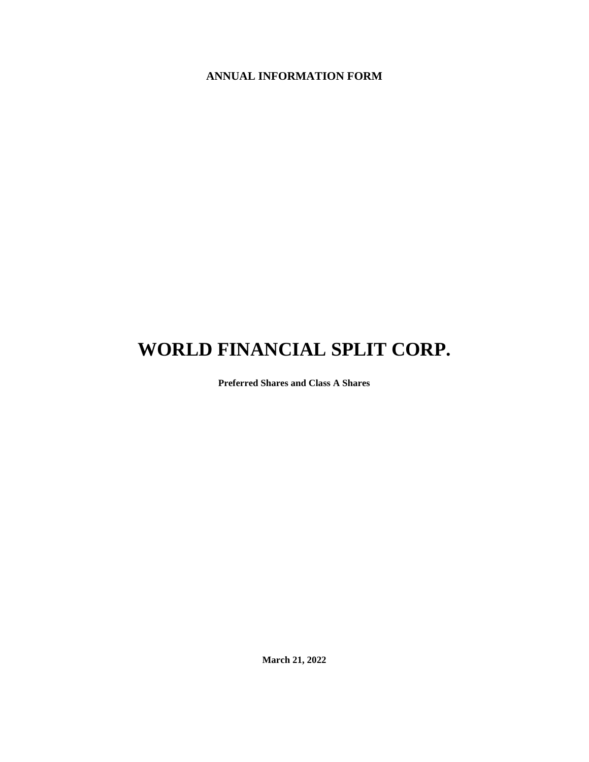**ANNUAL INFORMATION FORM**

# WORLD FINANCIAL SPLIT CORP.

**Preferred Shares and Class A Shares**

**March 21, 2022**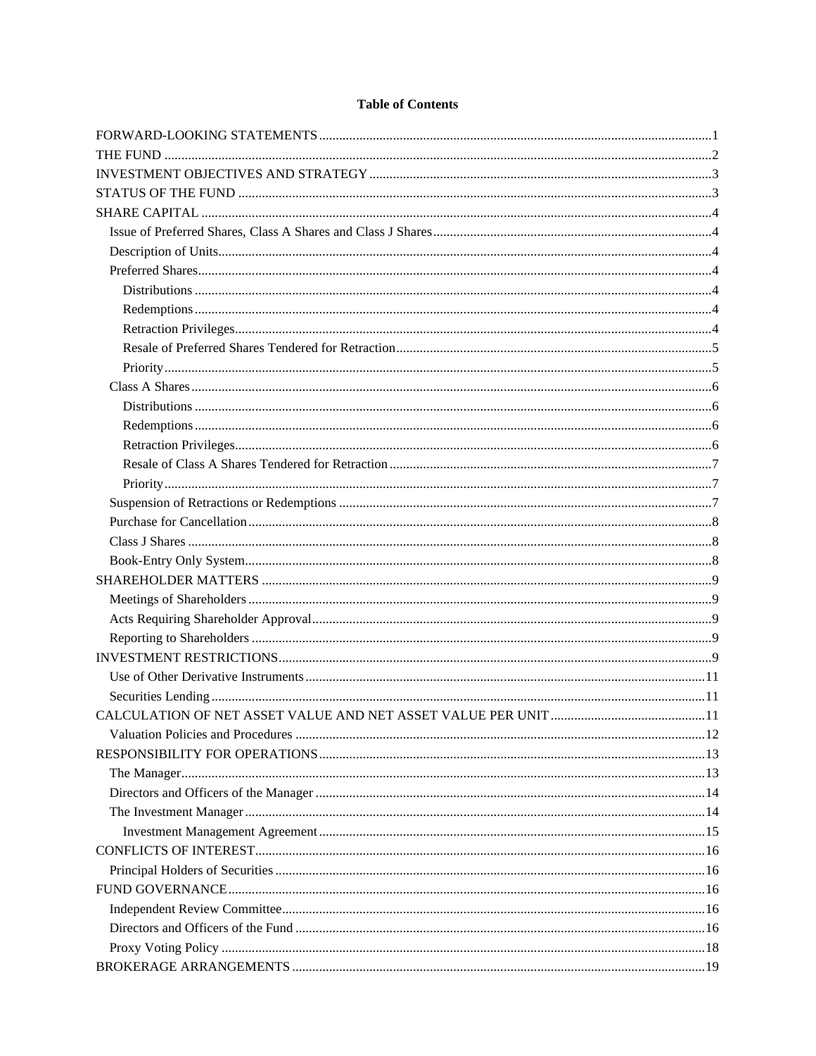**Table of Contents**

| | |
|---|---|
| FORWARD-LOOKING STATEMENTS | 1 |
| THE FUND | 2 |
| INVESTMENT OBJECTIVES AND STRATEGY | 3 |
| STATUS OF THE FUND | 3 |
| SHARE CAPITAL | 4 |
| Issue of Preferred Shares, Class A Shares and Class J Shares | 4 |
| Description of Units | 4 |
| Preferred Shares | 4 |
| Distributions | 4 |
| Redemptions | 4 |
| Retraction Privileges | 4 |
| Resale of Preferred Shares Tendered for Retraction | 5 |
| Priority | 5 |
| Class A Shares | 6 |
| Distributions | 6 |
| Redemptions | 6 |
| Retraction Privileges | 6 |
| Resale of Class A Shares Tendered for Retraction | 7 |
| Priority | 7 |
| Suspension of Retractions or Redemptions | 7 |
| Purchase for Cancellation | 8 |
| Class J Shares | 8 |
| Book-Entry Only System | 8 |
| SHAREHOLDER MATTERS | 9 |
| Meetings of Shareholders | 9 |
| Acts Requiring Shareholder Approval | 9 |
| Reporting to Shareholders | 9 |
| INVESTMENT RESTRICTIONS | 9 |
| Use of Other Derivative Instruments | 11 |
| Securities Lending | 11 |
| CALCULATION OF NET ASSET VALUE AND NET ASSET VALUE PER UNIT | 11 |
| Valuation Policies and Procedures | 12 |
| RESPONSIBILITY FOR OPERATIONS | 13 |
| The Manager | 13 |
| Directors and Officers of the Manager | 14 |
| The Investment Manager | 14 |
| Investment Management Agreement | 15 |
| CONFLICTS OF INTEREST | 16 |
| Principal Holders of Securities | 16 |
| FUND GOVERNANCE | 16 |
| Independent Review Committee | 16 |
| Directors and Officers of the Fund | 16 |
| Proxy Voting Policy | 18 |
| BROKERAGE ARRANGEMENTS | 19 |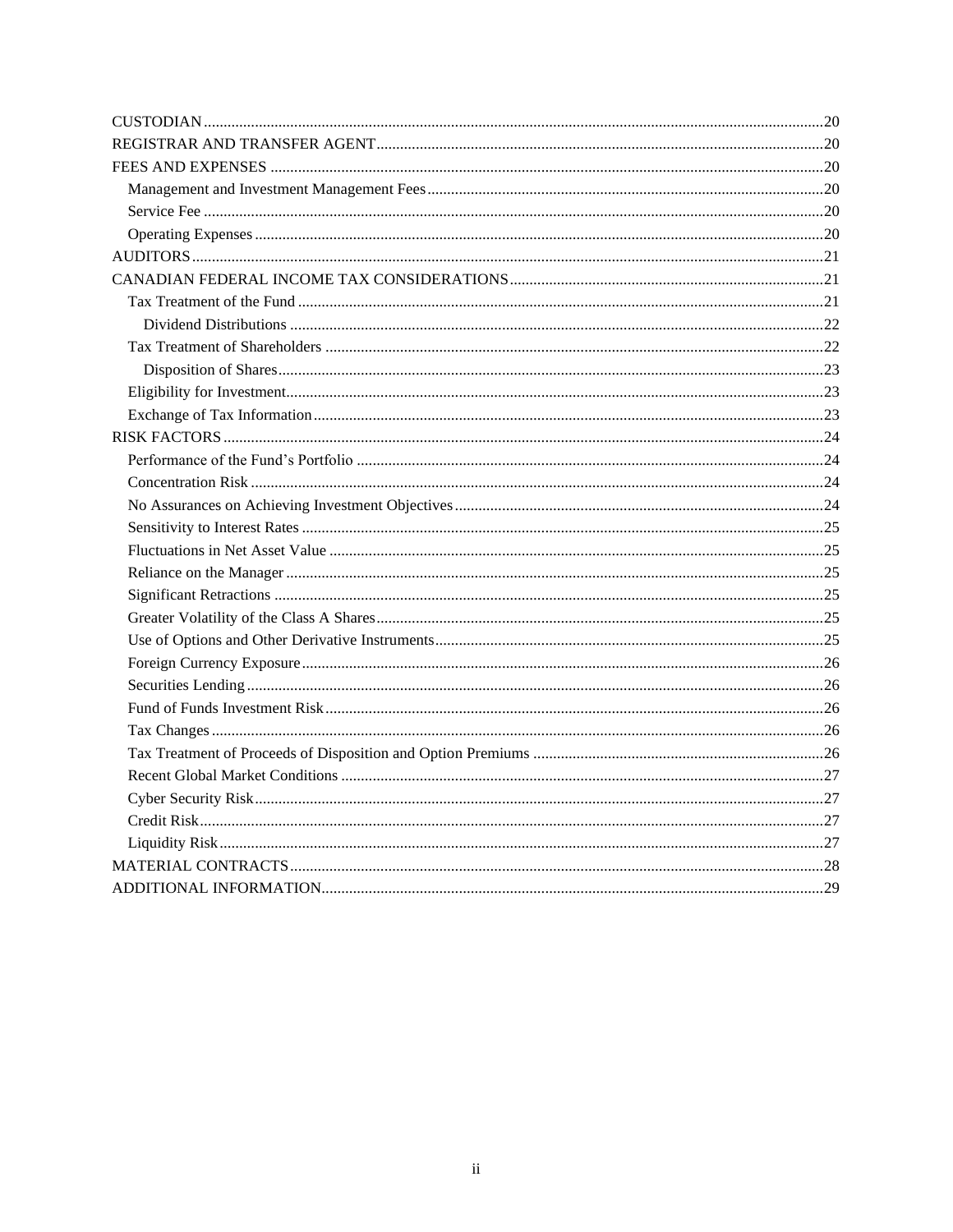CUSTODIAN ........................................................................................................................................20
REGISTRAR AND TRANSFER AGENT .................................................................................................20
FEES AND EXPENSES ...........................................................................................................................20
  Management and Investment Management Fees ...................................................................................20
  Service Fee ............................................................................................................................................20
  Operating Expenses ...............................................................................................................................20
AUDITORS ..............................................................................................................................................21
CANADIAN FEDERAL INCOME TAX CONSIDERATIONS ...............................................................21
  Tax Treatment of the Fund ....................................................................................................................21
    Dividend Distributions ......................................................................................................................22
  Tax Treatment of Shareholders .............................................................................................................22
    Disposition of Shares .........................................................................................................................23
  Eligibility for Investment .......................................................................................................................23
  Exchange of Tax Information ................................................................................................................23
RISK FACTORS .......................................................................................................................................24
  Performance of the Fund's Portfolio .....................................................................................................24
  Concentration Risk ................................................................................................................................24
  No Assurances on Achieving Investment Objectives ............................................................................24
  Sensitivity to Interest Rates ...................................................................................................................25
  Fluctuations in Net Asset Value ............................................................................................................25
  Reliance on the Manager .......................................................................................................................25
  Significant Retractions ..........................................................................................................................25
  Greater Volatility of the Class A Shares ................................................................................................25
  Use of Options and Other Derivative Instruments .................................................................................25
  Foreign Currency Exposure ...................................................................................................................26
  Securities Lending .................................................................................................................................26
  Fund of Funds Investment Risk .............................................................................................................26
  Tax Changes ..........................................................................................................................................26
  Tax Treatment of Proceeds of Disposition and Option Premiums ........................................................26
  Recent Global Market Conditions .........................................................................................................27
  Cyber Security Risk ...............................................................................................................................27
  Credit Risk .............................................................................................................................................27
  Liquidity Risk ........................................................................................................................................27
MATERIAL CONTRACTS ......................................................................................................................28
ADDITIONAL INFORMATION ..............................................................................................................29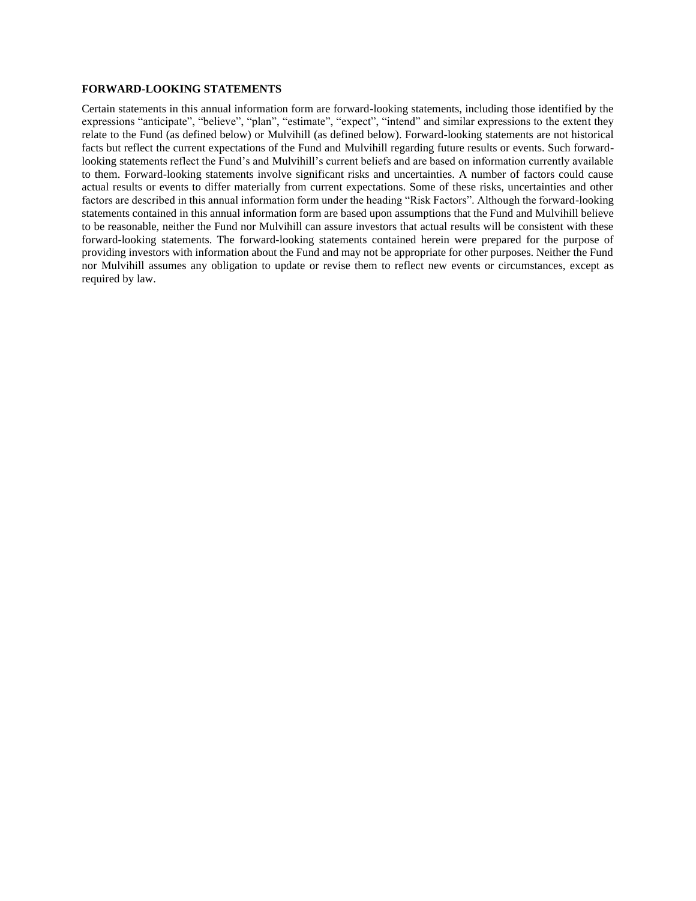## FORWARD-LOOKING STATEMENTS

Certain statements in this annual information form are forward-looking statements, including those identified by the expressions "anticipate", "believe", "plan", "estimate", "expect", "intend" and similar expressions to the extent they relate to the Fund (as defined below) or Mulvihill (as defined below). Forward-looking statements are not historical facts but reflect the current expectations of the Fund and Mulvihill regarding future results or events. Such forward-looking statements reflect the Fund's and Mulvihill's current beliefs and are based on information currently available to them. Forward-looking statements involve significant risks and uncertainties. A number of factors could cause actual results or events to differ materially from current expectations. Some of these risks, uncertainties and other factors are described in this annual information form under the heading "Risk Factors". Although the forward-looking statements contained in this annual information form are based upon assumptions that the Fund and Mulvihill believe to be reasonable, neither the Fund nor Mulvihill can assure investors that actual results will be consistent with these forward-looking statements. The forward-looking statements contained herein were prepared for the purpose of providing investors with information about the Fund and may not be appropriate for other purposes. Neither the Fund nor Mulvihill assumes any obligation to update or revise them to reflect new events or circumstances, except as required by law.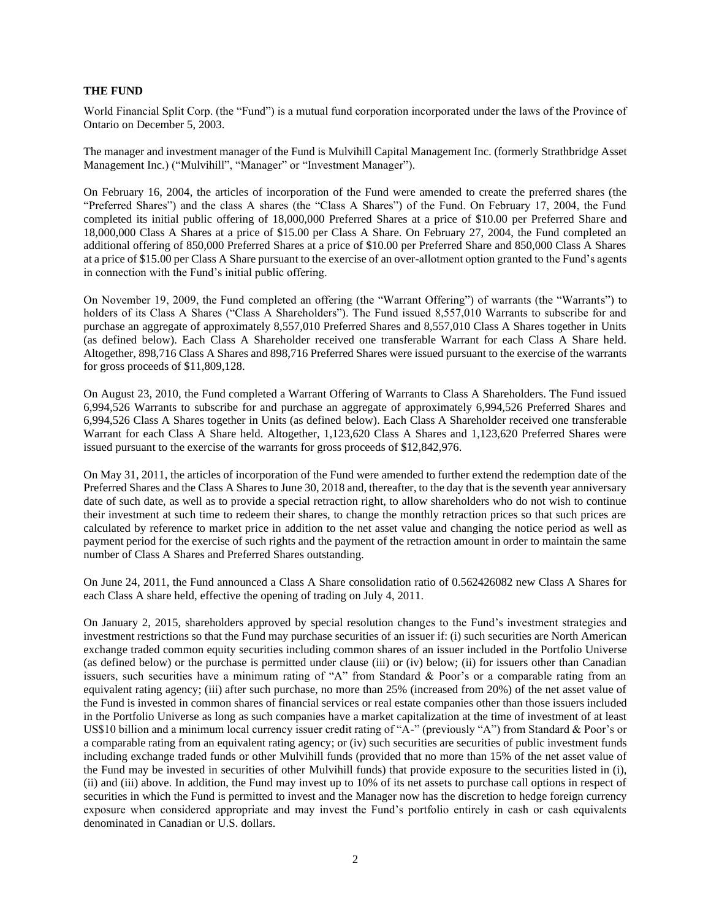## THE FUND

World Financial Split Corp. (the "Fund") is a mutual fund corporation incorporated under the laws of the Province of Ontario on December 5, 2003.

The manager and investment manager of the Fund is Mulvihill Capital Management Inc. (formerly Strathbridge Asset Management Inc.) ("Mulvihill", "Manager" or "Investment Manager").

On February 16, 2004, the articles of incorporation of the Fund were amended to create the preferred shares (the "Preferred Shares") and the class A shares (the "Class A Shares") of the Fund. On February 17, 2004, the Fund completed its initial public offering of 18,000,000 Preferred Shares at a price of $10.00 per Preferred Share and 18,000,000 Class A Shares at a price of $15.00 per Class A Share. On February 27, 2004, the Fund completed an additional offering of 850,000 Preferred Shares at a price of $10.00 per Preferred Share and 850,000 Class A Shares at a price of $15.00 per Class A Share pursuant to the exercise of an over-allotment option granted to the Fund's agents in connection with the Fund's initial public offering.

On November 19, 2009, the Fund completed an offering (the "Warrant Offering") of warrants (the "Warrants") to holders of its Class A Shares ("Class A Shareholders"). The Fund issued 8,557,010 Warrants to subscribe for and purchase an aggregate of approximately 8,557,010 Preferred Shares and 8,557,010 Class A Shares together in Units (as defined below). Each Class A Shareholder received one transferable Warrant for each Class A Share held. Altogether, 898,716 Class A Shares and 898,716 Preferred Shares were issued pursuant to the exercise of the warrants for gross proceeds of $11,809,128.

On August 23, 2010, the Fund completed a Warrant Offering of Warrants to Class A Shareholders. The Fund issued 6,994,526 Warrants to subscribe for and purchase an aggregate of approximately 6,994,526 Preferred Shares and 6,994,526 Class A Shares together in Units (as defined below). Each Class A Shareholder received one transferable Warrant for each Class A Share held. Altogether, 1,123,620 Class A Shares and 1,123,620 Preferred Shares were issued pursuant to the exercise of the warrants for gross proceeds of $12,842,976.

On May 31, 2011, the articles of incorporation of the Fund were amended to further extend the redemption date of the Preferred Shares and the Class A Shares to June 30, 2018 and, thereafter, to the day that is the seventh year anniversary date of such date, as well as to provide a special retraction right, to allow shareholders who do not wish to continue their investment at such time to redeem their shares, to change the monthly retraction prices so that such prices are calculated by reference to market price in addition to the net asset value and changing the notice period as well as payment period for the exercise of such rights and the payment of the retraction amount in order to maintain the same number of Class A Shares and Preferred Shares outstanding.

On June 24, 2011, the Fund announced a Class A Share consolidation ratio of 0.562426082 new Class A Shares for each Class A share held, effective the opening of trading on July 4, 2011.

On January 2, 2015, shareholders approved by special resolution changes to the Fund's investment strategies and investment restrictions so that the Fund may purchase securities of an issuer if: (i) such securities are North American exchange traded common equity securities including common shares of an issuer included in the Portfolio Universe (as defined below) or the purchase is permitted under clause (iii) or (iv) below; (ii) for issuers other than Canadian issuers, such securities have a minimum rating of "A" from Standard & Poor's or a comparable rating from an equivalent rating agency; (iii) after such purchase, no more than 25% (increased from 20%) of the net asset value of the Fund is invested in common shares of financial services or real estate companies other than those issuers included in the Portfolio Universe as long as such companies have a market capitalization at the time of investment of at least US$10 billion and a minimum local currency issuer credit rating of "A-" (previously "A") from Standard & Poor's or a comparable rating from an equivalent rating agency; or (iv) such securities are securities of public investment funds including exchange traded funds or other Mulvihill funds (provided that no more than 15% of the net asset value of the Fund may be invested in securities of other Mulvihill funds) that provide exposure to the securities listed in (i), (ii) and (iii) above. In addition, the Fund may invest up to 10% of its net assets to purchase call options in respect of securities in which the Fund is permitted to invest and the Manager now has the discretion to hedge foreign currency exposure when considered appropriate and may invest the Fund's portfolio entirely in cash or cash equivalents denominated in Canadian or U.S. dollars.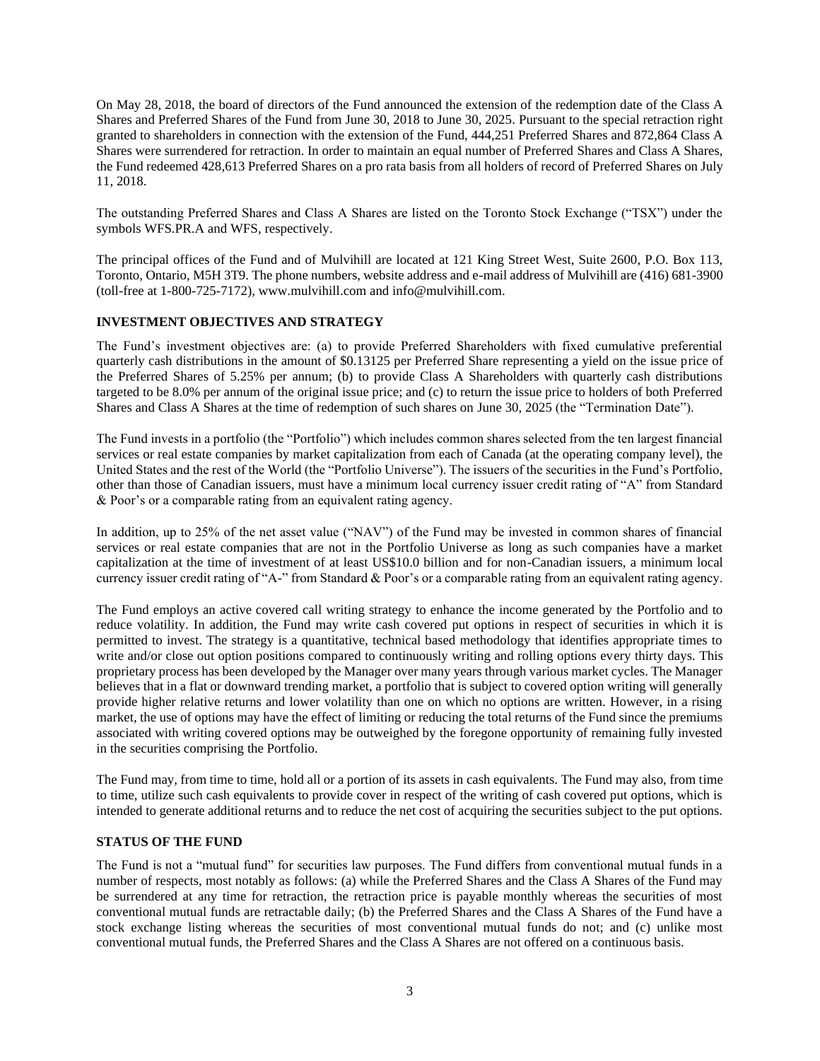On May 28, 2018, the board of directors of the Fund announced the extension of the redemption date of the Class A Shares and Preferred Shares of the Fund from June 30, 2018 to June 30, 2025. Pursuant to the special retraction right granted to shareholders in connection with the extension of the Fund, 444,251 Preferred Shares and 872,864 Class A Shares were surrendered for retraction. In order to maintain an equal number of Preferred Shares and Class A Shares, the Fund redeemed 428,613 Preferred Shares on a pro rata basis from all holders of record of Preferred Shares on July 11, 2018.

The outstanding Preferred Shares and Class A Shares are listed on the Toronto Stock Exchange ("TSX") under the symbols WFS.PR.A and WFS, respectively.

The principal offices of the Fund and of Mulvihill are located at 121 King Street West, Suite 2600, P.O. Box 113, Toronto, Ontario, M5H 3T9. The phone numbers, website address and e-mail address of Mulvihill are (416) 681-3900 (toll-free at 1-800-725-7172), www.mulvihill.com and info@mulvihill.com.

## INVESTMENT OBJECTIVES AND STRATEGY

The Fund's investment objectives are: (a) to provide Preferred Shareholders with fixed cumulative preferential quarterly cash distributions in the amount of $0.13125 per Preferred Share representing a yield on the issue price of the Preferred Shares of 5.25% per annum; (b) to provide Class A Shareholders with quarterly cash distributions targeted to be 8.0% per annum of the original issue price; and (c) to return the issue price to holders of both Preferred Shares and Class A Shares at the time of redemption of such shares on June 30, 2025 (the "Termination Date").

The Fund invests in a portfolio (the "Portfolio") which includes common shares selected from the ten largest financial services or real estate companies by market capitalization from each of Canada (at the operating company level), the United States and the rest of the World (the "Portfolio Universe"). The issuers of the securities in the Fund's Portfolio, other than those of Canadian issuers, must have a minimum local currency issuer credit rating of "A" from Standard & Poor's or a comparable rating from an equivalent rating agency.

In addition, up to 25% of the net asset value ("NAV") of the Fund may be invested in common shares of financial services or real estate companies that are not in the Portfolio Universe as long as such companies have a market capitalization at the time of investment of at least US$10.0 billion and for non-Canadian issuers, a minimum local currency issuer credit rating of "A-" from Standard & Poor's or a comparable rating from an equivalent rating agency.

The Fund employs an active covered call writing strategy to enhance the income generated by the Portfolio and to reduce volatility. In addition, the Fund may write cash covered put options in respect of securities in which it is permitted to invest. The strategy is a quantitative, technical based methodology that identifies appropriate times to write and/or close out option positions compared to continuously writing and rolling options every thirty days. This proprietary process has been developed by the Manager over many years through various market cycles. The Manager believes that in a flat or downward trending market, a portfolio that is subject to covered option writing will generally provide higher relative returns and lower volatility than one on which no options are written. However, in a rising market, the use of options may have the effect of limiting or reducing the total returns of the Fund since the premiums associated with writing covered options may be outweighed by the foregone opportunity of remaining fully invested in the securities comprising the Portfolio.

The Fund may, from time to time, hold all or a portion of its assets in cash equivalents. The Fund may also, from time to time, utilize such cash equivalents to provide cover in respect of the writing of cash covered put options, which is intended to generate additional returns and to reduce the net cost of acquiring the securities subject to the put options.

## STATUS OF THE FUND

The Fund is not a "mutual fund" for securities law purposes. The Fund differs from conventional mutual funds in a number of respects, most notably as follows: (a) while the Preferred Shares and the Class A Shares of the Fund may be surrendered at any time for retraction, the retraction price is payable monthly whereas the securities of most conventional mutual funds are retractable daily; (b) the Preferred Shares and the Class A Shares of the Fund have a stock exchange listing whereas the securities of most conventional mutual funds do not; and (c) unlike most conventional mutual funds, the Preferred Shares and the Class A Shares are not offered on a continuous basis.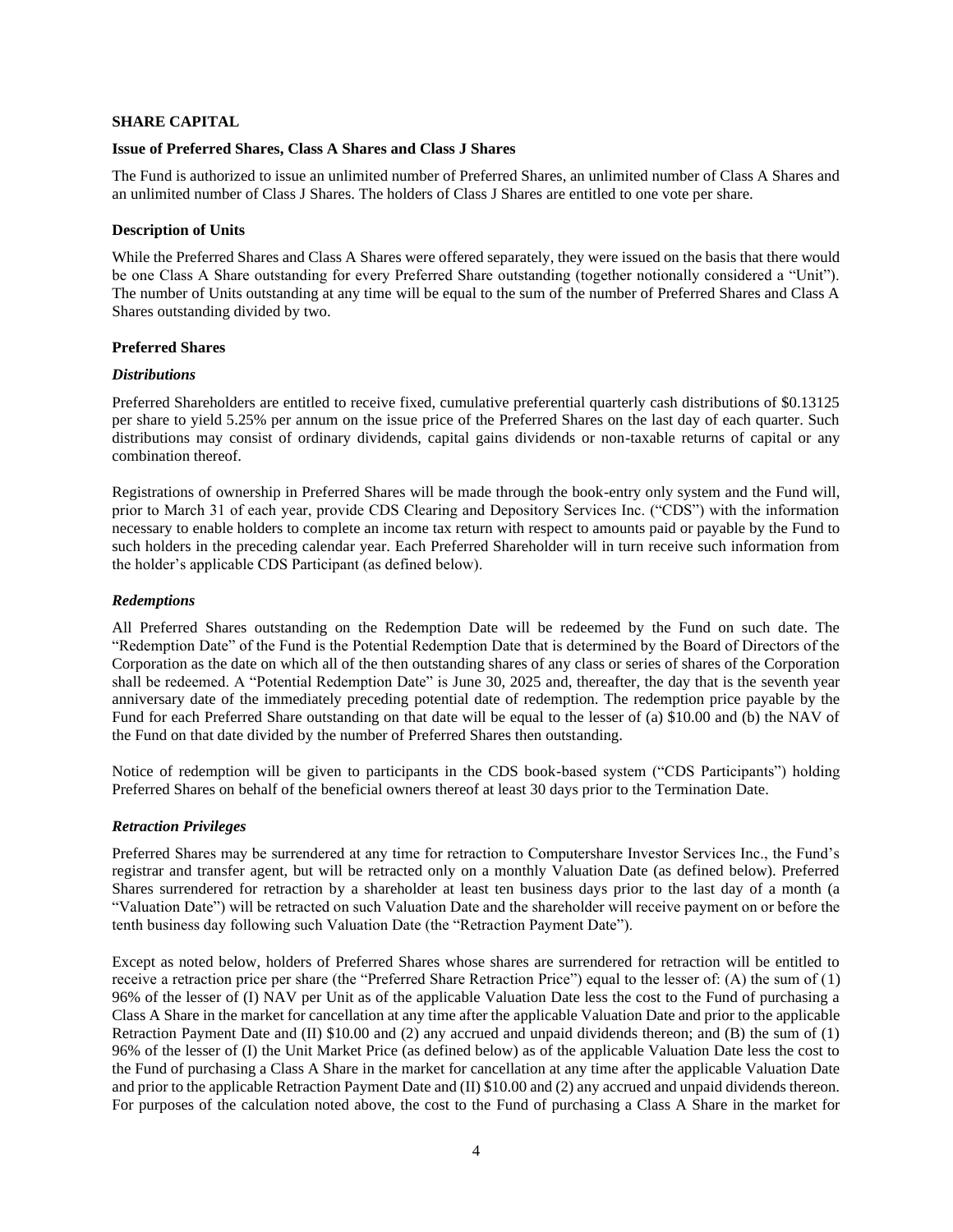## SHARE CAPITAL

### Issue of Preferred Shares, Class A Shares and Class J Shares

The Fund is authorized to issue an unlimited number of Preferred Shares, an unlimited number of Class A Shares and an unlimited number of Class J Shares. The holders of Class J Shares are entitled to one vote per share.

### Description of Units

While the Preferred Shares and Class A Shares were offered separately, they were issued on the basis that there would be one Class A Share outstanding for every Preferred Share outstanding (together notionally considered a "Unit"). The number of Units outstanding at any time will be equal to the sum of the number of Preferred Shares and Class A Shares outstanding divided by two.

### Preferred Shares

#### *Distributions*

Preferred Shareholders are entitled to receive fixed, cumulative preferential quarterly cash distributions of $0.13125 per share to yield 5.25% per annum on the issue price of the Preferred Shares on the last day of each quarter. Such distributions may consist of ordinary dividends, capital gains dividends or non-taxable returns of capital or any combination thereof.

Registrations of ownership in Preferred Shares will be made through the book-entry only system and the Fund will, prior to March 31 of each year, provide CDS Clearing and Depository Services Inc. ("CDS") with the information necessary to enable holders to complete an income tax return with respect to amounts paid or payable by the Fund to such holders in the preceding calendar year. Each Preferred Shareholder will in turn receive such information from the holder's applicable CDS Participant (as defined below).

#### *Redemptions*

All Preferred Shares outstanding on the Redemption Date will be redeemed by the Fund on such date. The "Redemption Date" of the Fund is the Potential Redemption Date that is determined by the Board of Directors of the Corporation as the date on which all of the then outstanding shares of any class or series of shares of the Corporation shall be redeemed. A "Potential Redemption Date" is June 30, 2025 and, thereafter, the day that is the seventh year anniversary date of the immediately preceding potential date of redemption. The redemption price payable by the Fund for each Preferred Share outstanding on that date will be equal to the lesser of (a) $10.00 and (b) the NAV of the Fund on that date divided by the number of Preferred Shares then outstanding.

Notice of redemption will be given to participants in the CDS book-based system ("CDS Participants") holding Preferred Shares on behalf of the beneficial owners thereof at least 30 days prior to the Termination Date.

#### *Retraction Privileges*

Preferred Shares may be surrendered at any time for retraction to Computershare Investor Services Inc., the Fund's registrar and transfer agent, but will be retracted only on a monthly Valuation Date (as defined below). Preferred Shares surrendered for retraction by a shareholder at least ten business days prior to the last day of a month (a "Valuation Date") will be retracted on such Valuation Date and the shareholder will receive payment on or before the tenth business day following such Valuation Date (the "Retraction Payment Date").

Except as noted below, holders of Preferred Shares whose shares are surrendered for retraction will be entitled to receive a retraction price per share (the "Preferred Share Retraction Price") equal to the lesser of: (A) the sum of (1) 96% of the lesser of (I) NAV per Unit as of the applicable Valuation Date less the cost to the Fund of purchasing a Class A Share in the market for cancellation at any time after the applicable Valuation Date and prior to the applicable Retraction Payment Date and (II) $10.00 and (2) any accrued and unpaid dividends thereon; and (B) the sum of (1) 96% of the lesser of (I) the Unit Market Price (as defined below) as of the applicable Valuation Date less the cost to the Fund of purchasing a Class A Share in the market for cancellation at any time after the applicable Valuation Date and prior to the applicable Retraction Payment Date and (II) $10.00 and (2) any accrued and unpaid dividends thereon. For purposes of the calculation noted above, the cost to the Fund of purchasing a Class A Share in the market for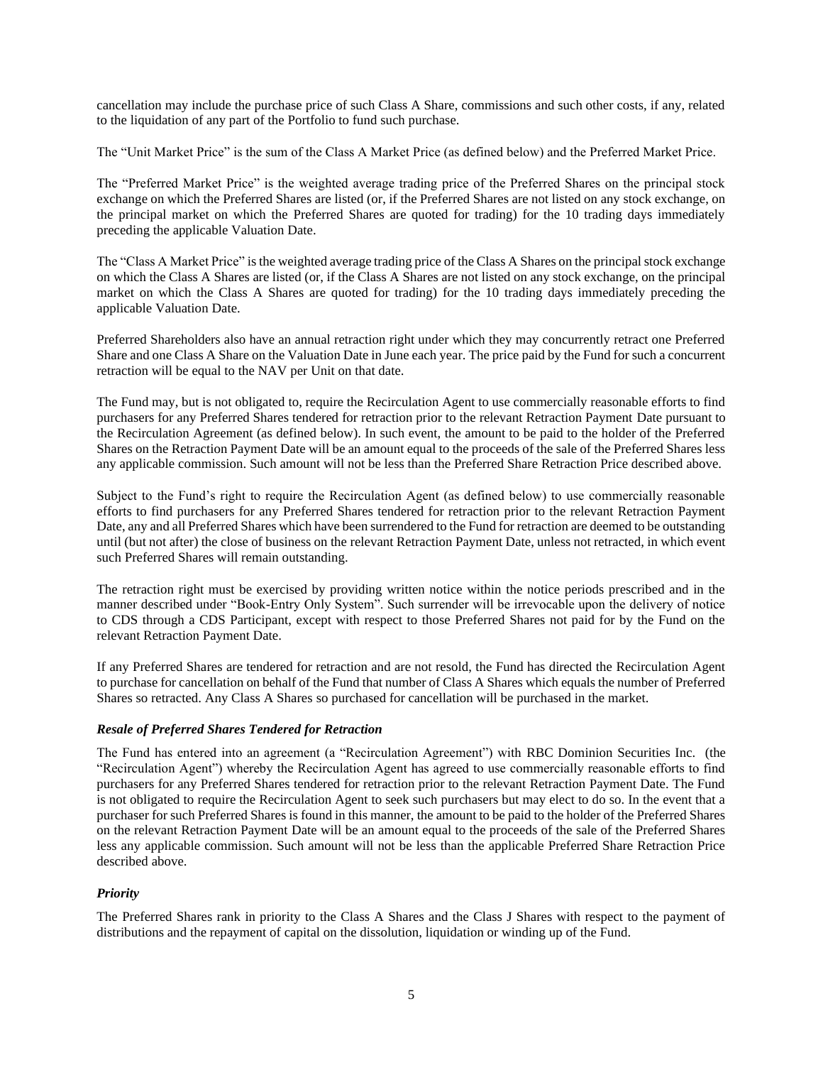cancellation may include the purchase price of such Class A Share, commissions and such other costs, if any, related to the liquidation of any part of the Portfolio to fund such purchase.

The "Unit Market Price" is the sum of the Class A Market Price (as defined below) and the Preferred Market Price.

The "Preferred Market Price" is the weighted average trading price of the Preferred Shares on the principal stock exchange on which the Preferred Shares are listed (or, if the Preferred Shares are not listed on any stock exchange, on the principal market on which the Preferred Shares are quoted for trading) for the 10 trading days immediately preceding the applicable Valuation Date.

The "Class A Market Price" is the weighted average trading price of the Class A Shares on the principal stock exchange on which the Class A Shares are listed (or, if the Class A Shares are not listed on any stock exchange, on the principal market on which the Class A Shares are quoted for trading) for the 10 trading days immediately preceding the applicable Valuation Date.

Preferred Shareholders also have an annual retraction right under which they may concurrently retract one Preferred Share and one Class A Share on the Valuation Date in June each year. The price paid by the Fund for such a concurrent retraction will be equal to the NAV per Unit on that date.

The Fund may, but is not obligated to, require the Recirculation Agent to use commercially reasonable efforts to find purchasers for any Preferred Shares tendered for retraction prior to the relevant Retraction Payment Date pursuant to the Recirculation Agreement (as defined below). In such event, the amount to be paid to the holder of the Preferred Shares on the Retraction Payment Date will be an amount equal to the proceeds of the sale of the Preferred Shares less any applicable commission. Such amount will not be less than the Preferred Share Retraction Price described above.

Subject to the Fund's right to require the Recirculation Agent (as defined below) to use commercially reasonable efforts to find purchasers for any Preferred Shares tendered for retraction prior to the relevant Retraction Payment Date, any and all Preferred Shares which have been surrendered to the Fund for retraction are deemed to be outstanding until (but not after) the close of business on the relevant Retraction Payment Date, unless not retracted, in which event such Preferred Shares will remain outstanding.

The retraction right must be exercised by providing written notice within the notice periods prescribed and in the manner described under "Book-Entry Only System". Such surrender will be irrevocable upon the delivery of notice to CDS through a CDS Participant, except with respect to those Preferred Shares not paid for by the Fund on the relevant Retraction Payment Date.

If any Preferred Shares are tendered for retraction and are not resold, the Fund has directed the Recirculation Agent to purchase for cancellation on behalf of the Fund that number of Class A Shares which equals the number of Preferred Shares so retracted. Any Class A Shares so purchased for cancellation will be purchased in the market.

***Resale of Preferred Shares Tendered for Retraction***

The Fund has entered into an agreement (a "Recirculation Agreement") with RBC Dominion Securities Inc. (the "Recirculation Agent") whereby the Recirculation Agent has agreed to use commercially reasonable efforts to find purchasers for any Preferred Shares tendered for retraction prior to the relevant Retraction Payment Date. The Fund is not obligated to require the Recirculation Agent to seek such purchasers but may elect to do so. In the event that a purchaser for such Preferred Shares is found in this manner, the amount to be paid to the holder of the Preferred Shares on the relevant Retraction Payment Date will be an amount equal to the proceeds of the sale of the Preferred Shares less any applicable commission. Such amount will not be less than the applicable Preferred Share Retraction Price described above.

***Priority***

The Preferred Shares rank in priority to the Class A Shares and the Class J Shares with respect to the payment of distributions and the repayment of capital on the dissolution, liquidation or winding up of the Fund.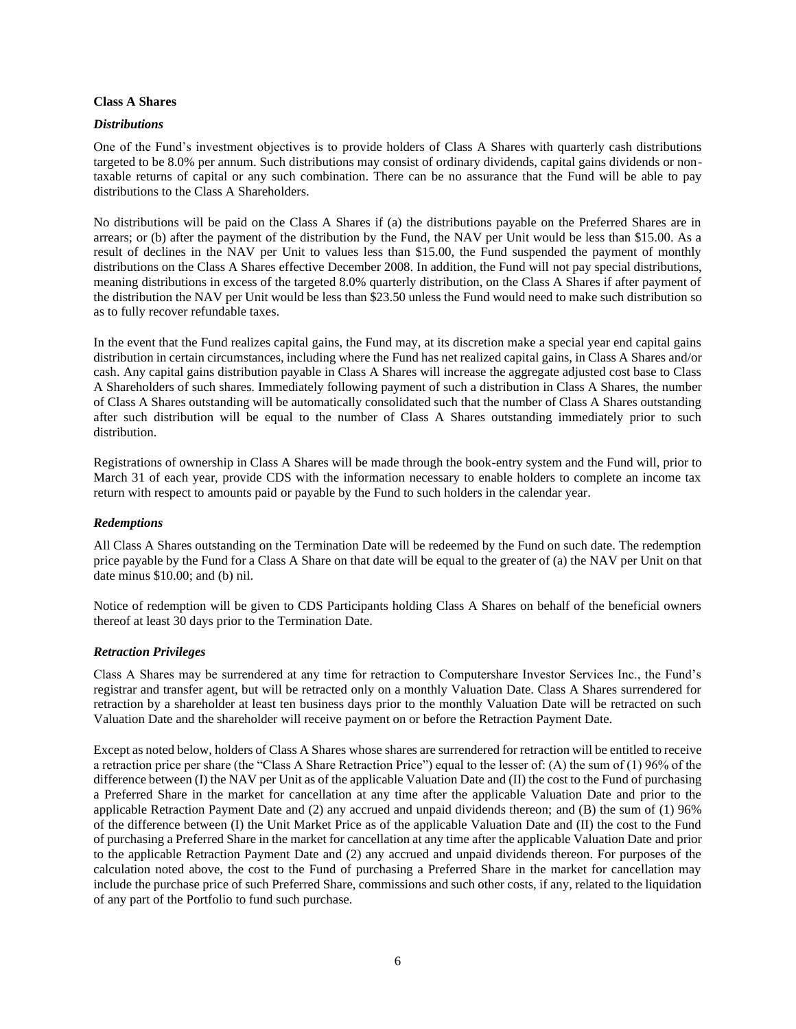**Class A Shares**

***Distributions***

One of the Fund's investment objectives is to provide holders of Class A Shares with quarterly cash distributions targeted to be 8.0% per annum. Such distributions may consist of ordinary dividends, capital gains dividends or non-taxable returns of capital or any such combination. There can be no assurance that the Fund will be able to pay distributions to the Class A Shareholders.

No distributions will be paid on the Class A Shares if (a) the distributions payable on the Preferred Shares are in arrears; or (b) after the payment of the distribution by the Fund, the NAV per Unit would be less than $15.00. As a result of declines in the NAV per Unit to values less than $15.00, the Fund suspended the payment of monthly distributions on the Class A Shares effective December 2008. In addition, the Fund will not pay special distributions, meaning distributions in excess of the targeted 8.0% quarterly distribution, on the Class A Shares if after payment of the distribution the NAV per Unit would be less than $23.50 unless the Fund would need to make such distribution so as to fully recover refundable taxes.

In the event that the Fund realizes capital gains, the Fund may, at its discretion make a special year end capital gains distribution in certain circumstances, including where the Fund has net realized capital gains, in Class A Shares and/or cash. Any capital gains distribution payable in Class A Shares will increase the aggregate adjusted cost base to Class A Shareholders of such shares. Immediately following payment of such a distribution in Class A Shares, the number of Class A Shares outstanding will be automatically consolidated such that the number of Class A Shares outstanding after such distribution will be equal to the number of Class A Shares outstanding immediately prior to such distribution.

Registrations of ownership in Class A Shares will be made through the book-entry system and the Fund will, prior to March 31 of each year, provide CDS with the information necessary to enable holders to complete an income tax return with respect to amounts paid or payable by the Fund to such holders in the calendar year.

***Redemptions***

All Class A Shares outstanding on the Termination Date will be redeemed by the Fund on such date. The redemption price payable by the Fund for a Class A Share on that date will be equal to the greater of (a) the NAV per Unit on that date minus $10.00; and (b) nil.

Notice of redemption will be given to CDS Participants holding Class A Shares on behalf of the beneficial owners thereof at least 30 days prior to the Termination Date.

***Retraction Privileges***

Class A Shares may be surrendered at any time for retraction to Computershare Investor Services Inc., the Fund's registrar and transfer agent, but will be retracted only on a monthly Valuation Date. Class A Shares surrendered for retraction by a shareholder at least ten business days prior to the monthly Valuation Date will be retracted on such Valuation Date and the shareholder will receive payment on or before the Retraction Payment Date.

Except as noted below, holders of Class A Shares whose shares are surrendered for retraction will be entitled to receive a retraction price per share (the "Class A Share Retraction Price") equal to the lesser of: (A) the sum of (1) 96% of the difference between (I) the NAV per Unit as of the applicable Valuation Date and (II) the cost to the Fund of purchasing a Preferred Share in the market for cancellation at any time after the applicable Valuation Date and prior to the applicable Retraction Payment Date and (2) any accrued and unpaid dividends thereon; and (B) the sum of (1) 96% of the difference between (I) the Unit Market Price as of the applicable Valuation Date and (II) the cost to the Fund of purchasing a Preferred Share in the market for cancellation at any time after the applicable Valuation Date and prior to the applicable Retraction Payment Date and (2) any accrued and unpaid dividends thereon. For purposes of the calculation noted above, the cost to the Fund of purchasing a Preferred Share in the market for cancellation may include the purchase price of such Preferred Share, commissions and such other costs, if any, related to the liquidation of any part of the Portfolio to fund such purchase.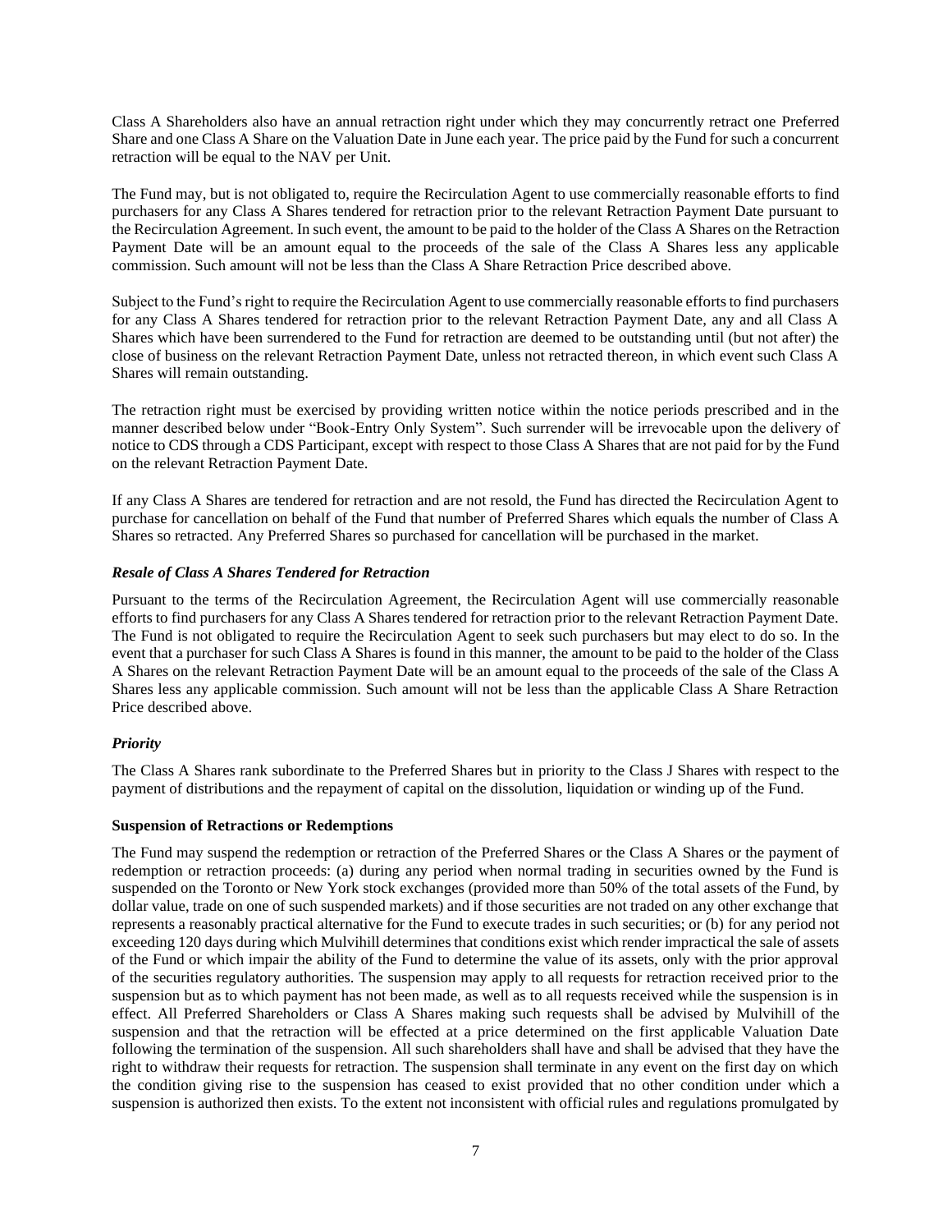Class A Shareholders also have an annual retraction right under which they may concurrently retract one Preferred Share and one Class A Share on the Valuation Date in June each year. The price paid by the Fund for such a concurrent retraction will be equal to the NAV per Unit.

The Fund may, but is not obligated to, require the Recirculation Agent to use commercially reasonable efforts to find purchasers for any Class A Shares tendered for retraction prior to the relevant Retraction Payment Date pursuant to the Recirculation Agreement. In such event, the amount to be paid to the holder of the Class A Shares on the Retraction Payment Date will be an amount equal to the proceeds of the sale of the Class A Shares less any applicable commission. Such amount will not be less than the Class A Share Retraction Price described above.

Subject to the Fund's right to require the Recirculation Agent to use commercially reasonable efforts to find purchasers for any Class A Shares tendered for retraction prior to the relevant Retraction Payment Date, any and all Class A Shares which have been surrendered to the Fund for retraction are deemed to be outstanding until (but not after) the close of business on the relevant Retraction Payment Date, unless not retracted thereon, in which event such Class A Shares will remain outstanding.

The retraction right must be exercised by providing written notice within the notice periods prescribed and in the manner described below under "Book-Entry Only System". Such surrender will be irrevocable upon the delivery of notice to CDS through a CDS Participant, except with respect to those Class A Shares that are not paid for by the Fund on the relevant Retraction Payment Date.

If any Class A Shares are tendered for retraction and are not resold, the Fund has directed the Recirculation Agent to purchase for cancellation on behalf of the Fund that number of Preferred Shares which equals the number of Class A Shares so retracted. Any Preferred Shares so purchased for cancellation will be purchased in the market.

***Resale of Class A Shares Tendered for Retraction***

Pursuant to the terms of the Recirculation Agreement, the Recirculation Agent will use commercially reasonable efforts to find purchasers for any Class A Shares tendered for retraction prior to the relevant Retraction Payment Date. The Fund is not obligated to require the Recirculation Agent to seek such purchasers but may elect to do so. In the event that a purchaser for such Class A Shares is found in this manner, the amount to be paid to the holder of the Class A Shares on the relevant Retraction Payment Date will be an amount equal to the proceeds of the sale of the Class A Shares less any applicable commission. Such amount will not be less than the applicable Class A Share Retraction Price described above.

***Priority***

The Class A Shares rank subordinate to the Preferred Shares but in priority to the Class J Shares with respect to the payment of distributions and the repayment of capital on the dissolution, liquidation or winding up of the Fund.

**Suspension of Retractions or Redemptions**

The Fund may suspend the redemption or retraction of the Preferred Shares or the Class A Shares or the payment of redemption or retraction proceeds: (a) during any period when normal trading in securities owned by the Fund is suspended on the Toronto or New York stock exchanges (provided more than 50% of the total assets of the Fund, by dollar value, trade on one of such suspended markets) and if those securities are not traded on any other exchange that represents a reasonably practical alternative for the Fund to execute trades in such securities; or (b) for any period not exceeding 120 days during which Mulvihill determines that conditions exist which render impractical the sale of assets of the Fund or which impair the ability of the Fund to determine the value of its assets, only with the prior approval of the securities regulatory authorities. The suspension may apply to all requests for retraction received prior to the suspension but as to which payment has not been made, as well as to all requests received while the suspension is in effect. All Preferred Shareholders or Class A Shares making such requests shall be advised by Mulvihill of the suspension and that the retraction will be effected at a price determined on the first applicable Valuation Date following the termination of the suspension. All such shareholders shall have and shall be advised that they have the right to withdraw their requests for retraction. The suspension shall terminate in any event on the first day on which the condition giving rise to the suspension has ceased to exist provided that no other condition under which a suspension is authorized then exists. To the extent not inconsistent with official rules and regulations promulgated by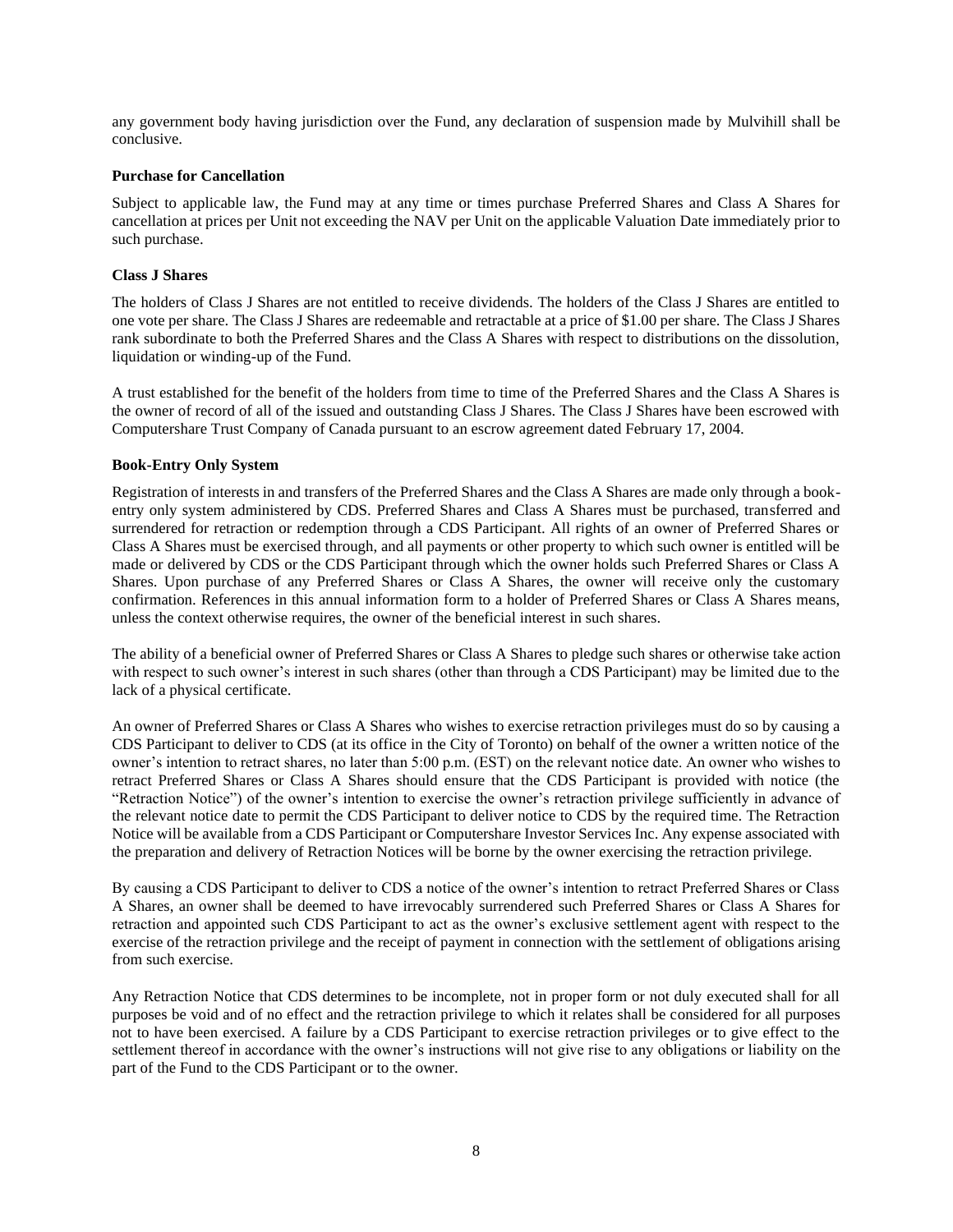any government body having jurisdiction over the Fund, any declaration of suspension made by Mulvihill shall be conclusive.

**Purchase for Cancellation**

Subject to applicable law, the Fund may at any time or times purchase Preferred Shares and Class A Shares for cancellation at prices per Unit not exceeding the NAV per Unit on the applicable Valuation Date immediately prior to such purchase.

**Class J Shares**

The holders of Class J Shares are not entitled to receive dividends. The holders of the Class J Shares are entitled to one vote per share. The Class J Shares are redeemable and retractable at a price of $1.00 per share. The Class J Shares rank subordinate to both the Preferred Shares and the Class A Shares with respect to distributions on the dissolution, liquidation or winding-up of the Fund.

A trust established for the benefit of the holders from time to time of the Preferred Shares and the Class A Shares is the owner of record of all of the issued and outstanding Class J Shares. The Class J Shares have been escrowed with Computershare Trust Company of Canada pursuant to an escrow agreement dated February 17, 2004.

**Book-Entry Only System**

Registration of interests in and transfers of the Preferred Shares and the Class A Shares are made only through a book-entry only system administered by CDS. Preferred Shares and Class A Shares must be purchased, transferred and surrendered for retraction or redemption through a CDS Participant. All rights of an owner of Preferred Shares or Class A Shares must be exercised through, and all payments or other property to which such owner is entitled will be made or delivered by CDS or the CDS Participant through which the owner holds such Preferred Shares or Class A Shares. Upon purchase of any Preferred Shares or Class A Shares, the owner will receive only the customary confirmation. References in this annual information form to a holder of Preferred Shares or Class A Shares means, unless the context otherwise requires, the owner of the beneficial interest in such shares.

The ability of a beneficial owner of Preferred Shares or Class A Shares to pledge such shares or otherwise take action with respect to such owner's interest in such shares (other than through a CDS Participant) may be limited due to the lack of a physical certificate.

An owner of Preferred Shares or Class A Shares who wishes to exercise retraction privileges must do so by causing a CDS Participant to deliver to CDS (at its office in the City of Toronto) on behalf of the owner a written notice of the owner's intention to retract shares, no later than 5:00 p.m. (EST) on the relevant notice date. An owner who wishes to retract Preferred Shares or Class A Shares should ensure that the CDS Participant is provided with notice (the "Retraction Notice") of the owner's intention to exercise the owner's retraction privilege sufficiently in advance of the relevant notice date to permit the CDS Participant to deliver notice to CDS by the required time. The Retraction Notice will be available from a CDS Participant or Computershare Investor Services Inc. Any expense associated with the preparation and delivery of Retraction Notices will be borne by the owner exercising the retraction privilege.

By causing a CDS Participant to deliver to CDS a notice of the owner's intention to retract Preferred Shares or Class A Shares, an owner shall be deemed to have irrevocably surrendered such Preferred Shares or Class A Shares for retraction and appointed such CDS Participant to act as the owner's exclusive settlement agent with respect to the exercise of the retraction privilege and the receipt of payment in connection with the settlement of obligations arising from such exercise.

Any Retraction Notice that CDS determines to be incomplete, not in proper form or not duly executed shall for all purposes be void and of no effect and the retraction privilege to which it relates shall be considered for all purposes not to have been exercised. A failure by a CDS Participant to exercise retraction privileges or to give effect to the settlement thereof in accordance with the owner's instructions will not give rise to any obligations or liability on the part of the Fund to the CDS Participant or to the owner.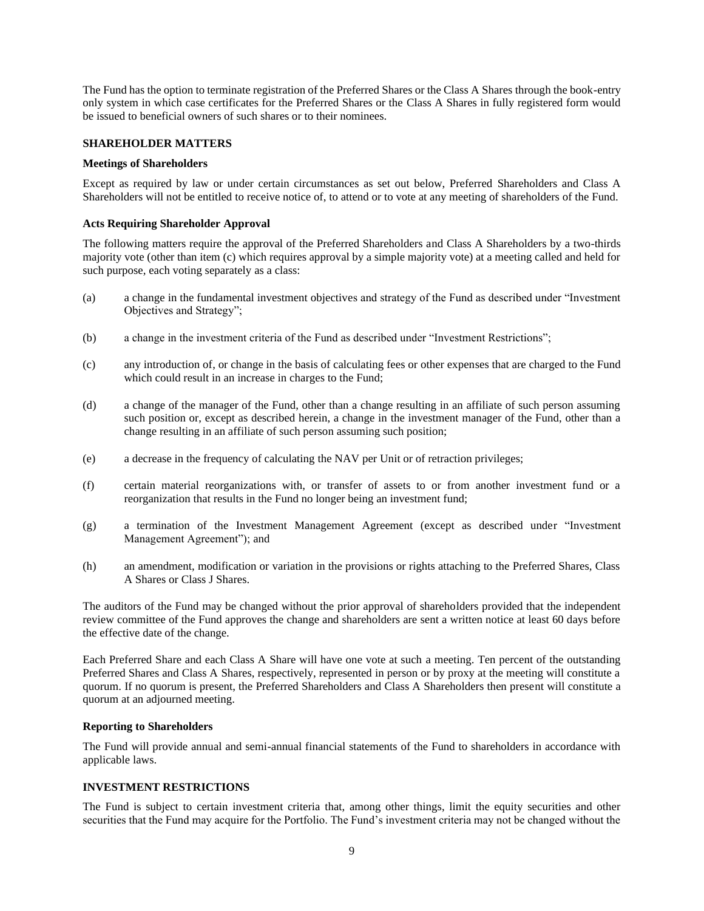The Fund has the option to terminate registration of the Preferred Shares or the Class A Shares through the book-entry only system in which case certificates for the Preferred Shares or the Class A Shares in fully registered form would be issued to beneficial owners of such shares or to their nominees.

## SHAREHOLDER MATTERS

### Meetings of Shareholders

Except as required by law or under certain circumstances as set out below, Preferred Shareholders and Class A Shareholders will not be entitled to receive notice of, to attend or to vote at any meeting of shareholders of the Fund.

### Acts Requiring Shareholder Approval

The following matters require the approval of the Preferred Shareholders and Class A Shareholders by a two-thirds majority vote (other than item (c) which requires approval by a simple majority vote) at a meeting called and held for such purpose, each voting separately as a class:

(a) a change in the fundamental investment objectives and strategy of the Fund as described under "Investment Objectives and Strategy";

(b) a change in the investment criteria of the Fund as described under "Investment Restrictions";

(c) any introduction of, or change in the basis of calculating fees or other expenses that are charged to the Fund which could result in an increase in charges to the Fund;

(d) a change of the manager of the Fund, other than a change resulting in an affiliate of such person assuming such position or, except as described herein, a change in the investment manager of the Fund, other than a change resulting in an affiliate of such person assuming such position;

(e) a decrease in the frequency of calculating the NAV per Unit or of retraction privileges;

(f) certain material reorganizations with, or transfer of assets to or from another investment fund or a reorganization that results in the Fund no longer being an investment fund;

(g) a termination of the Investment Management Agreement (except as described under "Investment Management Agreement"); and

(h) an amendment, modification or variation in the provisions or rights attaching to the Preferred Shares, Class A Shares or Class J Shares.

The auditors of the Fund may be changed without the prior approval of shareholders provided that the independent review committee of the Fund approves the change and shareholders are sent a written notice at least 60 days before the effective date of the change.

Each Preferred Share and each Class A Share will have one vote at such a meeting. Ten percent of the outstanding Preferred Shares and Class A Shares, respectively, represented in person or by proxy at the meeting will constitute a quorum. If no quorum is present, the Preferred Shareholders and Class A Shareholders then present will constitute a quorum at an adjourned meeting.

### Reporting to Shareholders

The Fund will provide annual and semi-annual financial statements of the Fund to shareholders in accordance with applicable laws.

## INVESTMENT RESTRICTIONS

The Fund is subject to certain investment criteria that, among other things, limit the equity securities and other securities that the Fund may acquire for the Portfolio. The Fund's investment criteria may not be changed without the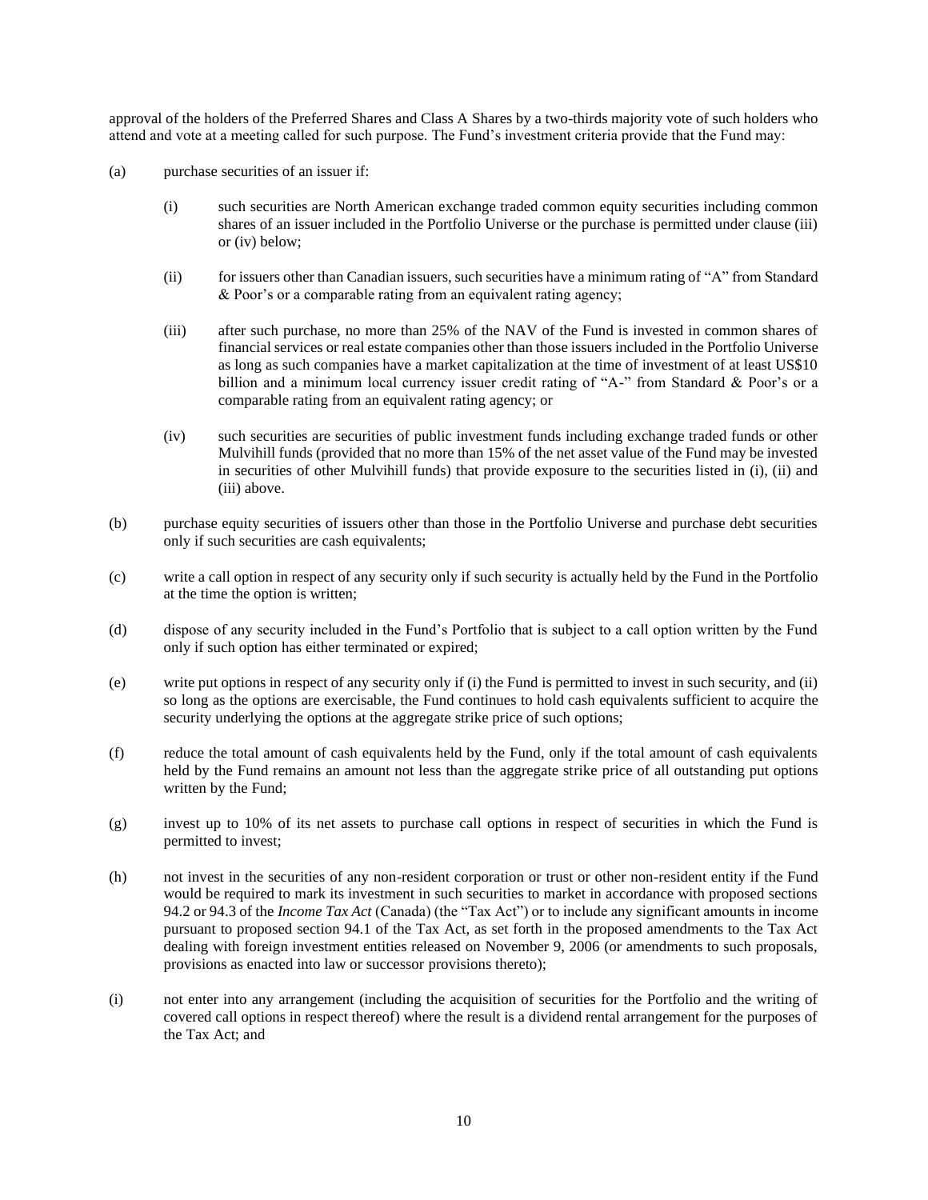approval of the holders of the Preferred Shares and Class A Shares by a two-thirds majority vote of such holders who attend and vote at a meeting called for such purpose. The Fund's investment criteria provide that the Fund may:

(a) purchase securities of an issuer if:

 (i) such securities are North American exchange traded common equity securities including common shares of an issuer included in the Portfolio Universe or the purchase is permitted under clause (iii) or (iv) below;

 (ii) for issuers other than Canadian issuers, such securities have a minimum rating of "A" from Standard & Poor's or a comparable rating from an equivalent rating agency;

 (iii) after such purchase, no more than 25% of the NAV of the Fund is invested in common shares of financial services or real estate companies other than those issuers included in the Portfolio Universe as long as such companies have a market capitalization at the time of investment of at least US$10 billion and a minimum local currency issuer credit rating of "A-" from Standard & Poor's or a comparable rating from an equivalent rating agency; or

 (iv) such securities are securities of public investment funds including exchange traded funds or other Mulvihill funds (provided that no more than 15% of the net asset value of the Fund may be invested in securities of other Mulvihill funds) that provide exposure to the securities listed in (i), (ii) and (iii) above.

(b) purchase equity securities of issuers other than those in the Portfolio Universe and purchase debt securities only if such securities are cash equivalents;

(c) write a call option in respect of any security only if such security is actually held by the Fund in the Portfolio at the time the option is written;

(d) dispose of any security included in the Fund's Portfolio that is subject to a call option written by the Fund only if such option has either terminated or expired;

(e) write put options in respect of any security only if (i) the Fund is permitted to invest in such security, and (ii) so long as the options are exercisable, the Fund continues to hold cash equivalents sufficient to acquire the security underlying the options at the aggregate strike price of such options;

(f) reduce the total amount of cash equivalents held by the Fund, only if the total amount of cash equivalents held by the Fund remains an amount not less than the aggregate strike price of all outstanding put options written by the Fund;

(g) invest up to 10% of its net assets to purchase call options in respect of securities in which the Fund is permitted to invest;

(h) not invest in the securities of any non-resident corporation or trust or other non-resident entity if the Fund would be required to mark its investment in such securities to market in accordance with proposed sections 94.2 or 94.3 of the *Income Tax Act* (Canada) (the "Tax Act") or to include any significant amounts in income pursuant to proposed section 94.1 of the Tax Act, as set forth in the proposed amendments to the Tax Act dealing with foreign investment entities released on November 9, 2006 (or amendments to such proposals, provisions as enacted into law or successor provisions thereto);

(i) not enter into any arrangement (including the acquisition of securities for the Portfolio and the writing of covered call options in respect thereof) where the result is a dividend rental arrangement for the purposes of the Tax Act; and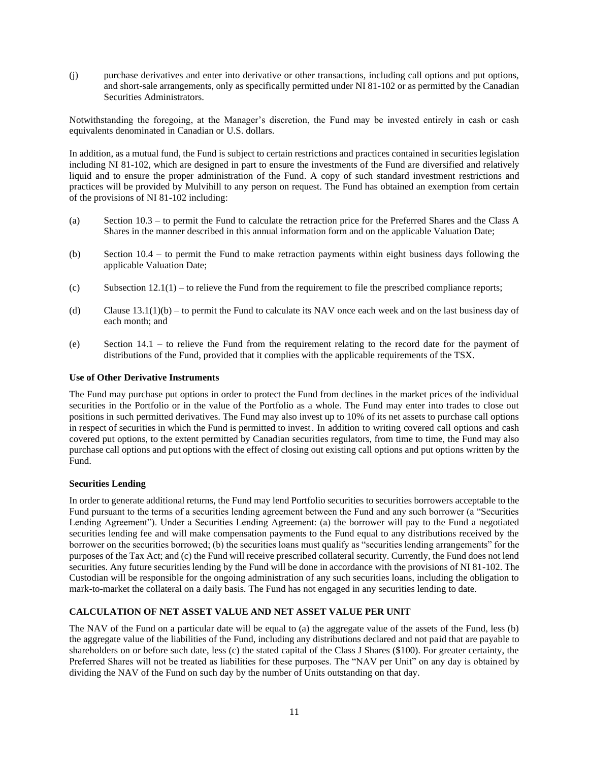(j) purchase derivatives and enter into derivative or other transactions, including call options and put options, and short-sale arrangements, only as specifically permitted under NI 81-102 or as permitted by the Canadian Securities Administrators.

Notwithstanding the foregoing, at the Manager's discretion, the Fund may be invested entirely in cash or cash equivalents denominated in Canadian or U.S. dollars.

In addition, as a mutual fund, the Fund is subject to certain restrictions and practices contained in securities legislation including NI 81-102, which are designed in part to ensure the investments of the Fund are diversified and relatively liquid and to ensure the proper administration of the Fund. A copy of such standard investment restrictions and practices will be provided by Mulvihill to any person on request. The Fund has obtained an exemption from certain of the provisions of NI 81-102 including:

(a) Section 10.3 – to permit the Fund to calculate the retraction price for the Preferred Shares and the Class A Shares in the manner described in this annual information form and on the applicable Valuation Date;

(b) Section 10.4 – to permit the Fund to make retraction payments within eight business days following the applicable Valuation Date;

(c) Subsection 12.1(1) – to relieve the Fund from the requirement to file the prescribed compliance reports;

(d) Clause 13.1(1)(b) – to permit the Fund to calculate its NAV once each week and on the last business day of each month; and

(e) Section 14.1 – to relieve the Fund from the requirement relating to the record date for the payment of distributions of the Fund, provided that it complies with the applicable requirements of the TSX.

**Use of Other Derivative Instruments**

The Fund may purchase put options in order to protect the Fund from declines in the market prices of the individual securities in the Portfolio or in the value of the Portfolio as a whole. The Fund may enter into trades to close out positions in such permitted derivatives. The Fund may also invest up to 10% of its net assets to purchase call options in respect of securities in which the Fund is permitted to invest. In addition to writing covered call options and cash covered put options, to the extent permitted by Canadian securities regulators, from time to time, the Fund may also purchase call options and put options with the effect of closing out existing call options and put options written by the Fund.

**Securities Lending**

In order to generate additional returns, the Fund may lend Portfolio securities to securities borrowers acceptable to the Fund pursuant to the terms of a securities lending agreement between the Fund and any such borrower (a "Securities Lending Agreement"). Under a Securities Lending Agreement: (a) the borrower will pay to the Fund a negotiated securities lending fee and will make compensation payments to the Fund equal to any distributions received by the borrower on the securities borrowed; (b) the securities loans must qualify as "securities lending arrangements" for the purposes of the Tax Act; and (c) the Fund will receive prescribed collateral security. Currently, the Fund does not lend securities. Any future securities lending by the Fund will be done in accordance with the provisions of NI 81-102. The Custodian will be responsible for the ongoing administration of any such securities loans, including the obligation to mark-to-market the collateral on a daily basis. The Fund has not engaged in any securities lending to date.

## CALCULATION OF NET ASSET VALUE AND NET ASSET VALUE PER UNIT

The NAV of the Fund on a particular date will be equal to (a) the aggregate value of the assets of the Fund, less (b) the aggregate value of the liabilities of the Fund, including any distributions declared and not paid that are payable to shareholders on or before such date, less (c) the stated capital of the Class J Shares ($100). For greater certainty, the Preferred Shares will not be treated as liabilities for these purposes. The "NAV per Unit" on any day is obtained by dividing the NAV of the Fund on such day by the number of Units outstanding on that day.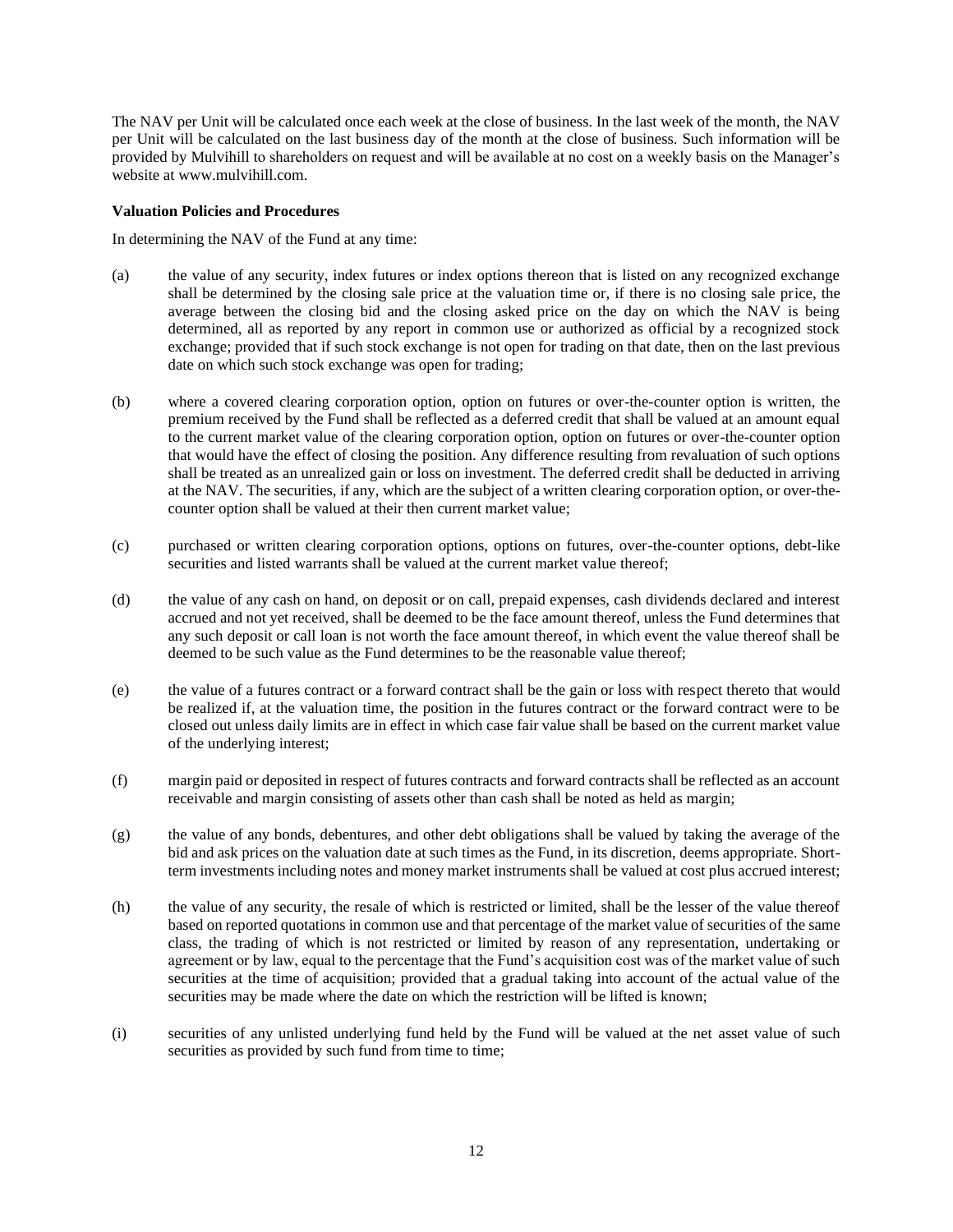The NAV per Unit will be calculated once each week at the close of business. In the last week of the month, the NAV per Unit will be calculated on the last business day of the month at the close of business. Such information will be provided by Mulvihill to shareholders on request and will be available at no cost on a weekly basis on the Manager's website at www.mulvihill.com.

**Valuation Policies and Procedures**

In determining the NAV of the Fund at any time:

(a) the value of any security, index futures or index options thereon that is listed on any recognized exchange shall be determined by the closing sale price at the valuation time or, if there is no closing sale price, the average between the closing bid and the closing asked price on the day on which the NAV is being determined, all as reported by any report in common use or authorized as official by a recognized stock exchange; provided that if such stock exchange is not open for trading on that date, then on the last previous date on which such stock exchange was open for trading;

(b) where a covered clearing corporation option, option on futures or over-the-counter option is written, the premium received by the Fund shall be reflected as a deferred credit that shall be valued at an amount equal to the current market value of the clearing corporation option, option on futures or over-the-counter option that would have the effect of closing the position. Any difference resulting from revaluation of such options shall be treated as an unrealized gain or loss on investment. The deferred credit shall be deducted in arriving at the NAV. The securities, if any, which are the subject of a written clearing corporation option, or over-the-counter option shall be valued at their then current market value;

(c) purchased or written clearing corporation options, options on futures, over-the-counter options, debt-like securities and listed warrants shall be valued at the current market value thereof;

(d) the value of any cash on hand, on deposit or on call, prepaid expenses, cash dividends declared and interest accrued and not yet received, shall be deemed to be the face amount thereof, unless the Fund determines that any such deposit or call loan is not worth the face amount thereof, in which event the value thereof shall be deemed to be such value as the Fund determines to be the reasonable value thereof;

(e) the value of a futures contract or a forward contract shall be the gain or loss with respect thereto that would be realized if, at the valuation time, the position in the futures contract or the forward contract were to be closed out unless daily limits are in effect in which case fair value shall be based on the current market value of the underlying interest;

(f) margin paid or deposited in respect of futures contracts and forward contracts shall be reflected as an account receivable and margin consisting of assets other than cash shall be noted as held as margin;

(g) the value of any bonds, debentures, and other debt obligations shall be valued by taking the average of the bid and ask prices on the valuation date at such times as the Fund, in its discretion, deems appropriate. Short-term investments including notes and money market instruments shall be valued at cost plus accrued interest;

(h) the value of any security, the resale of which is restricted or limited, shall be the lesser of the value thereof based on reported quotations in common use and that percentage of the market value of securities of the same class, the trading of which is not restricted or limited by reason of any representation, undertaking or agreement or by law, equal to the percentage that the Fund's acquisition cost was of the market value of such securities at the time of acquisition; provided that a gradual taking into account of the actual value of the securities may be made where the date on which the restriction will be lifted is known;

(i) securities of any unlisted underlying fund held by the Fund will be valued at the net asset value of such securities as provided by such fund from time to time;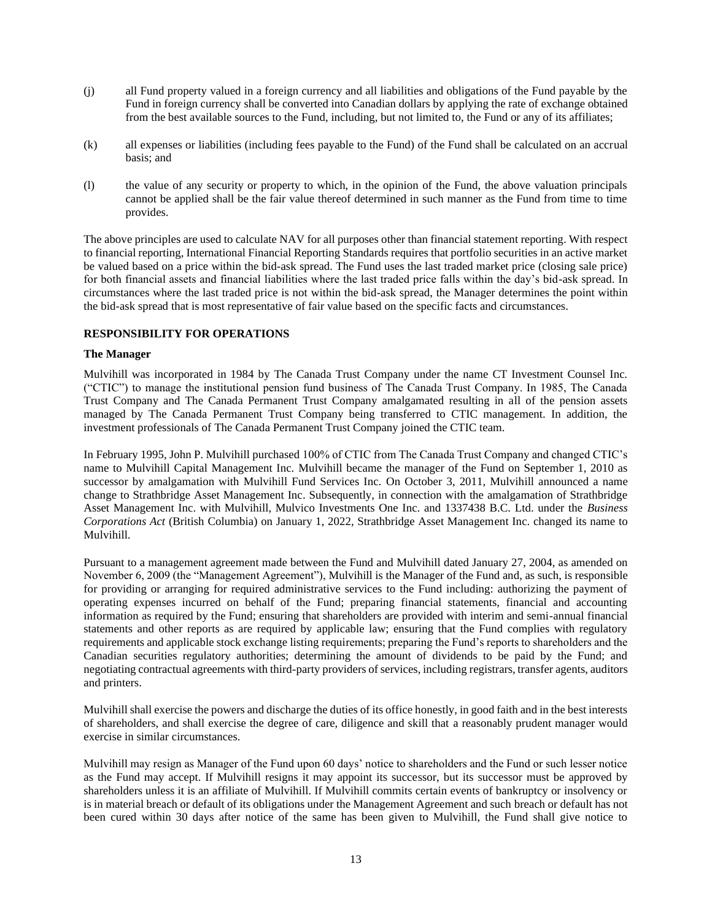(j) all Fund property valued in a foreign currency and all liabilities and obligations of the Fund payable by the Fund in foreign currency shall be converted into Canadian dollars by applying the rate of exchange obtained from the best available sources to the Fund, including, but not limited to, the Fund or any of its affiliates;

(k) all expenses or liabilities (including fees payable to the Fund) of the Fund shall be calculated on an accrual basis; and

(l) the value of any security or property to which, in the opinion of the Fund, the above valuation principals cannot be applied shall be the fair value thereof determined in such manner as the Fund from time to time provides.

The above principles are used to calculate NAV for all purposes other than financial statement reporting. With respect to financial reporting, International Financial Reporting Standards requires that portfolio securities in an active market be valued based on a price within the bid-ask spread. The Fund uses the last traded market price (closing sale price) for both financial assets and financial liabilities where the last traded price falls within the day's bid-ask spread. In circumstances where the last traded price is not within the bid-ask spread, the Manager determines the point within the bid-ask spread that is most representative of fair value based on the specific facts and circumstances.

## RESPONSIBILITY FOR OPERATIONS

### The Manager

Mulvihill was incorporated in 1984 by The Canada Trust Company under the name CT Investment Counsel Inc. ("CTIC") to manage the institutional pension fund business of The Canada Trust Company. In 1985, The Canada Trust Company and The Canada Permanent Trust Company amalgamated resulting in all of the pension assets managed by The Canada Permanent Trust Company being transferred to CTIC management. In addition, the investment professionals of The Canada Permanent Trust Company joined the CTIC team.

In February 1995, John P. Mulvihill purchased 100% of CTIC from The Canada Trust Company and changed CTIC's name to Mulvihill Capital Management Inc. Mulvihill became the manager of the Fund on September 1, 2010 as successor by amalgamation with Mulvihill Fund Services Inc. On October 3, 2011, Mulvihill announced a name change to Strathbridge Asset Management Inc. Subsequently, in connection with the amalgamation of Strathbridge Asset Management Inc. with Mulvihill, Mulvico Investments One Inc. and 1337438 B.C. Ltd. under the *Business Corporations Act* (British Columbia) on January 1, 2022, Strathbridge Asset Management Inc. changed its name to Mulvihill.

Pursuant to a management agreement made between the Fund and Mulvihill dated January 27, 2004, as amended on November 6, 2009 (the "Management Agreement"), Mulvihill is the Manager of the Fund and, as such, is responsible for providing or arranging for required administrative services to the Fund including: authorizing the payment of operating expenses incurred on behalf of the Fund; preparing financial statements, financial and accounting information as required by the Fund; ensuring that shareholders are provided with interim and semi-annual financial statements and other reports as are required by applicable law; ensuring that the Fund complies with regulatory requirements and applicable stock exchange listing requirements; preparing the Fund's reports to shareholders and the Canadian securities regulatory authorities; determining the amount of dividends to be paid by the Fund; and negotiating contractual agreements with third-party providers of services, including registrars, transfer agents, auditors and printers.

Mulvihill shall exercise the powers and discharge the duties of its office honestly, in good faith and in the best interests of shareholders, and shall exercise the degree of care, diligence and skill that a reasonably prudent manager would exercise in similar circumstances.

Mulvihill may resign as Manager of the Fund upon 60 days' notice to shareholders and the Fund or such lesser notice as the Fund may accept. If Mulvihill resigns it may appoint its successor, but its successor must be approved by shareholders unless it is an affiliate of Mulvihill. If Mulvihill commits certain events of bankruptcy or insolvency or is in material breach or default of its obligations under the Management Agreement and such breach or default has not been cured within 30 days after notice of the same has been given to Mulvihill, the Fund shall give notice to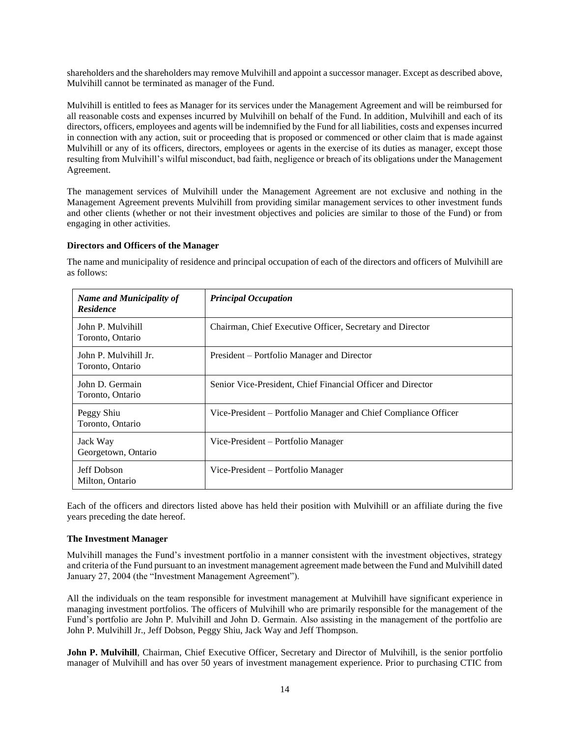shareholders and the shareholders may remove Mulvihill and appoint a successor manager. Except as described above, Mulvihill cannot be terminated as manager of the Fund.

Mulvihill is entitled to fees as Manager for its services under the Management Agreement and will be reimbursed for all reasonable costs and expenses incurred by Mulvihill on behalf of the Fund. In addition, Mulvihill and each of its directors, officers, employees and agents will be indemnified by the Fund for all liabilities, costs and expenses incurred in connection with any action, suit or proceeding that is proposed or commenced or other claim that is made against Mulvihill or any of its officers, directors, employees or agents in the exercise of its duties as manager, except those resulting from Mulvihill's wilful misconduct, bad faith, negligence or breach of its obligations under the Management Agreement.

The management services of Mulvihill under the Management Agreement are not exclusive and nothing in the Management Agreement prevents Mulvihill from providing similar management services to other investment funds and other clients (whether or not their investment objectives and policies are similar to those of the Fund) or from engaging in other activities.

**Directors and Officers of the Manager**

The name and municipality of residence and principal occupation of each of the directors and officers of Mulvihill are as follows:

| ***Name and Municipality of Residence*** | ***Principal Occupation*** |
|---|---|
| John P. Mulvihill<br>Toronto, Ontario | Chairman, Chief Executive Officer, Secretary and Director |
| John P. Mulvihill Jr.<br>Toronto, Ontario | President – Portfolio Manager and Director |
| John D. Germain<br>Toronto, Ontario | Senior Vice-President, Chief Financial Officer and Director |
| Peggy Shiu<br>Toronto, Ontario | Vice-President – Portfolio Manager and Chief Compliance Officer |
| Jack Way<br>Georgetown, Ontario | Vice-President – Portfolio Manager |
| Jeff Dobson<br>Milton, Ontario | Vice-President – Portfolio Manager |

Each of the officers and directors listed above has held their position with Mulvihill or an affiliate during the five years preceding the date hereof.

**The Investment Manager**

Mulvihill manages the Fund's investment portfolio in a manner consistent with the investment objectives, strategy and criteria of the Fund pursuant to an investment management agreement made between the Fund and Mulvihill dated January 27, 2004 (the "Investment Management Agreement").

All the individuals on the team responsible for investment management at Mulvihill have significant experience in managing investment portfolios. The officers of Mulvihill who are primarily responsible for the management of the Fund's portfolio are John P. Mulvihill and John D. Germain. Also assisting in the management of the portfolio are John P. Mulvihill Jr., Jeff Dobson, Peggy Shiu, Jack Way and Jeff Thompson.

**John P. Mulvihill**, Chairman, Chief Executive Officer, Secretary and Director of Mulvihill, is the senior portfolio manager of Mulvihill and has over 50 years of investment management experience. Prior to purchasing CTIC from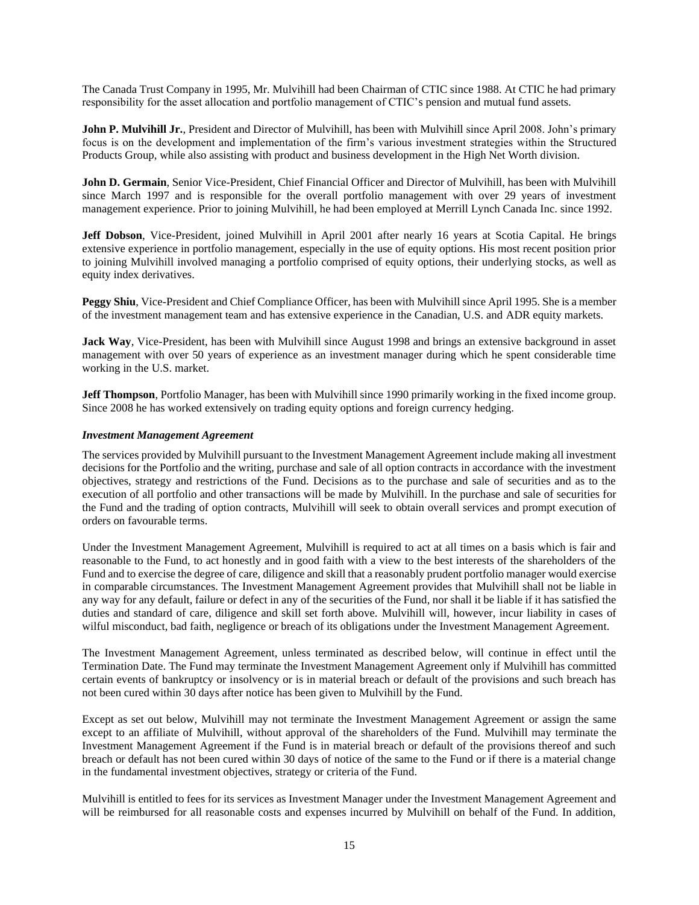The Canada Trust Company in 1995, Mr. Mulvihill had been Chairman of CTIC since 1988. At CTIC he had primary responsibility for the asset allocation and portfolio management of CTIC's pension and mutual fund assets.

**John P. Mulvihill Jr.**, President and Director of Mulvihill, has been with Mulvihill since April 2008. John's primary focus is on the development and implementation of the firm's various investment strategies within the Structured Products Group, while also assisting with product and business development in the High Net Worth division.

**John D. Germain**, Senior Vice-President, Chief Financial Officer and Director of Mulvihill, has been with Mulvihill since March 1997 and is responsible for the overall portfolio management with over 29 years of investment management experience. Prior to joining Mulvihill, he had been employed at Merrill Lynch Canada Inc. since 1992.

**Jeff Dobson**, Vice-President, joined Mulvihill in April 2001 after nearly 16 years at Scotia Capital. He brings extensive experience in portfolio management, especially in the use of equity options. His most recent position prior to joining Mulvihill involved managing a portfolio comprised of equity options, their underlying stocks, as well as equity index derivatives.

**Peggy Shiu**, Vice-President and Chief Compliance Officer, has been with Mulvihill since April 1995. She is a member of the investment management team and has extensive experience in the Canadian, U.S. and ADR equity markets.

**Jack Way**, Vice-President, has been with Mulvihill since August 1998 and brings an extensive background in asset management with over 50 years of experience as an investment manager during which he spent considerable time working in the U.S. market.

**Jeff Thompson**, Portfolio Manager, has been with Mulvihill since 1990 primarily working in the fixed income group. Since 2008 he has worked extensively on trading equity options and foreign currency hedging.

***Investment Management Agreement***

The services provided by Mulvihill pursuant to the Investment Management Agreement include making all investment decisions for the Portfolio and the writing, purchase and sale of all option contracts in accordance with the investment objectives, strategy and restrictions of the Fund. Decisions as to the purchase and sale of securities and as to the execution of all portfolio and other transactions will be made by Mulvihill. In the purchase and sale of securities for the Fund and the trading of option contracts, Mulvihill will seek to obtain overall services and prompt execution of orders on favourable terms.

Under the Investment Management Agreement, Mulvihill is required to act at all times on a basis which is fair and reasonable to the Fund, to act honestly and in good faith with a view to the best interests of the shareholders of the Fund and to exercise the degree of care, diligence and skill that a reasonably prudent portfolio manager would exercise in comparable circumstances. The Investment Management Agreement provides that Mulvihill shall not be liable in any way for any default, failure or defect in any of the securities of the Fund, nor shall it be liable if it has satisfied the duties and standard of care, diligence and skill set forth above. Mulvihill will, however, incur liability in cases of wilful misconduct, bad faith, negligence or breach of its obligations under the Investment Management Agreement.

The Investment Management Agreement, unless terminated as described below, will continue in effect until the Termination Date. The Fund may terminate the Investment Management Agreement only if Mulvihill has committed certain events of bankruptcy or insolvency or is in material breach or default of the provisions and such breach has not been cured within 30 days after notice has been given to Mulvihill by the Fund.

Except as set out below, Mulvihill may not terminate the Investment Management Agreement or assign the same except to an affiliate of Mulvihill, without approval of the shareholders of the Fund. Mulvihill may terminate the Investment Management Agreement if the Fund is in material breach or default of the provisions thereof and such breach or default has not been cured within 30 days of notice of the same to the Fund or if there is a material change in the fundamental investment objectives, strategy or criteria of the Fund.

Mulvihill is entitled to fees for its services as Investment Manager under the Investment Management Agreement and will be reimbursed for all reasonable costs and expenses incurred by Mulvihill on behalf of the Fund. In addition,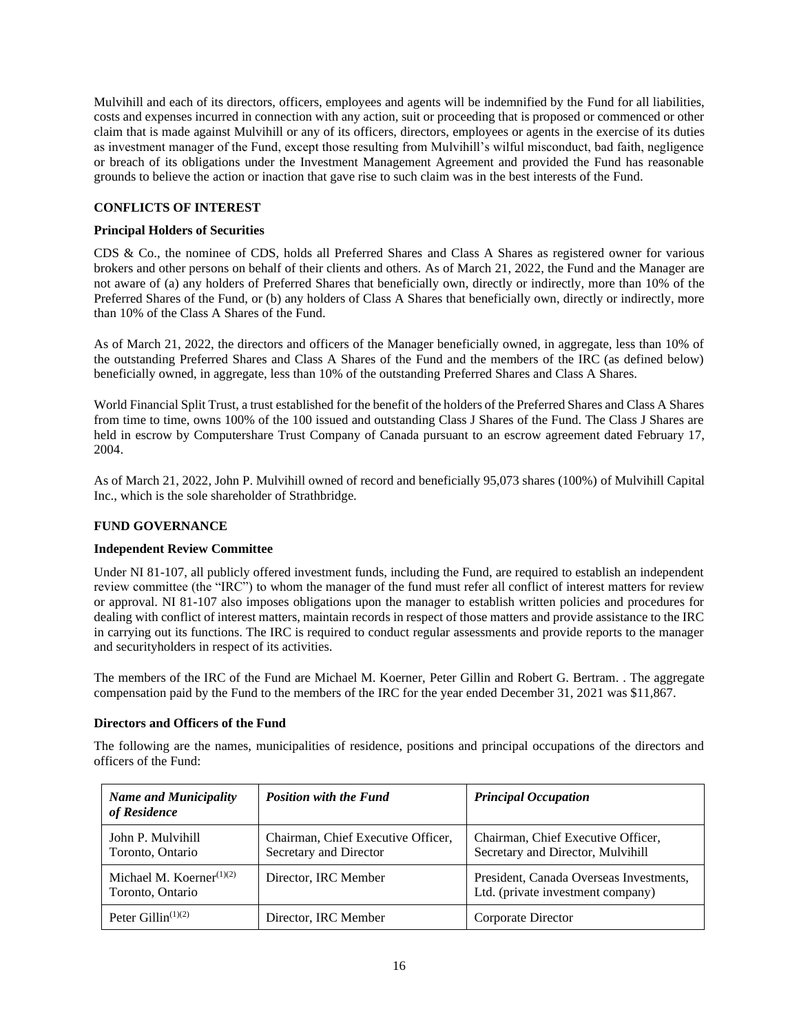Mulvihill and each of its directors, officers, employees and agents will be indemnified by the Fund for all liabilities, costs and expenses incurred in connection with any action, suit or proceeding that is proposed or commenced or other claim that is made against Mulvihill or any of its officers, directors, employees or agents in the exercise of its duties as investment manager of the Fund, except those resulting from Mulvihill's wilful misconduct, bad faith, negligence or breach of its obligations under the Investment Management Agreement and provided the Fund has reasonable grounds to believe the action or inaction that gave rise to such claim was in the best interests of the Fund.

## CONFLICTS OF INTEREST

### Principal Holders of Securities

CDS & Co., the nominee of CDS, holds all Preferred Shares and Class A Shares as registered owner for various brokers and other persons on behalf of their clients and others. As of March 21, 2022, the Fund and the Manager are not aware of (a) any holders of Preferred Shares that beneficially own, directly or indirectly, more than 10% of the Preferred Shares of the Fund, or (b) any holders of Class A Shares that beneficially own, directly or indirectly, more than 10% of the Class A Shares of the Fund.

As of March 21, 2022, the directors and officers of the Manager beneficially owned, in aggregate, less than 10% of the outstanding Preferred Shares and Class A Shares of the Fund and the members of the IRC (as defined below) beneficially owned, in aggregate, less than 10% of the outstanding Preferred Shares and Class A Shares.

World Financial Split Trust, a trust established for the benefit of the holders of the Preferred Shares and Class A Shares from time to time, owns 100% of the 100 issued and outstanding Class J Shares of the Fund. The Class J Shares are held in escrow by Computershare Trust Company of Canada pursuant to an escrow agreement dated February 17, 2004.

As of March 21, 2022, John P. Mulvihill owned of record and beneficially 95,073 shares (100%) of Mulvihill Capital Inc., which is the sole shareholder of Strathbridge.

## FUND GOVERNANCE

### Independent Review Committee

Under NI 81-107, all publicly offered investment funds, including the Fund, are required to establish an independent review committee (the "IRC") to whom the manager of the fund must refer all conflict of interest matters for review or approval. NI 81-107 also imposes obligations upon the manager to establish written policies and procedures for dealing with conflict of interest matters, maintain records in respect of those matters and provide assistance to the IRC in carrying out its functions. The IRC is required to conduct regular assessments and provide reports to the manager and securityholders in respect of its activities.

The members of the IRC of the Fund are Michael M. Koerner, Peter Gillin and Robert G. Bertram. . The aggregate compensation paid by the Fund to the members of the IRC for the year ended December 31, 2021 was $11,867.

### Directors and Officers of the Fund

The following are the names, municipalities of residence, positions and principal occupations of the directors and officers of the Fund:

| *Name and Municipality of Residence* | *Position with the Fund* | *Principal Occupation* |
|---|---|---|
| John P. Mulvihill<br>Toronto, Ontario | Chairman, Chief Executive Officer, Secretary and Director | Chairman, Chief Executive Officer, Secretary and Director, Mulvihill |
| Michael M. Koerner[(1)(2)]<br>Toronto, Ontario | Director, IRC Member | President, Canada Overseas Investments, Ltd. (private investment company) |
| Peter Gillin[(1)(2)] | Director, IRC Member | Corporate Director |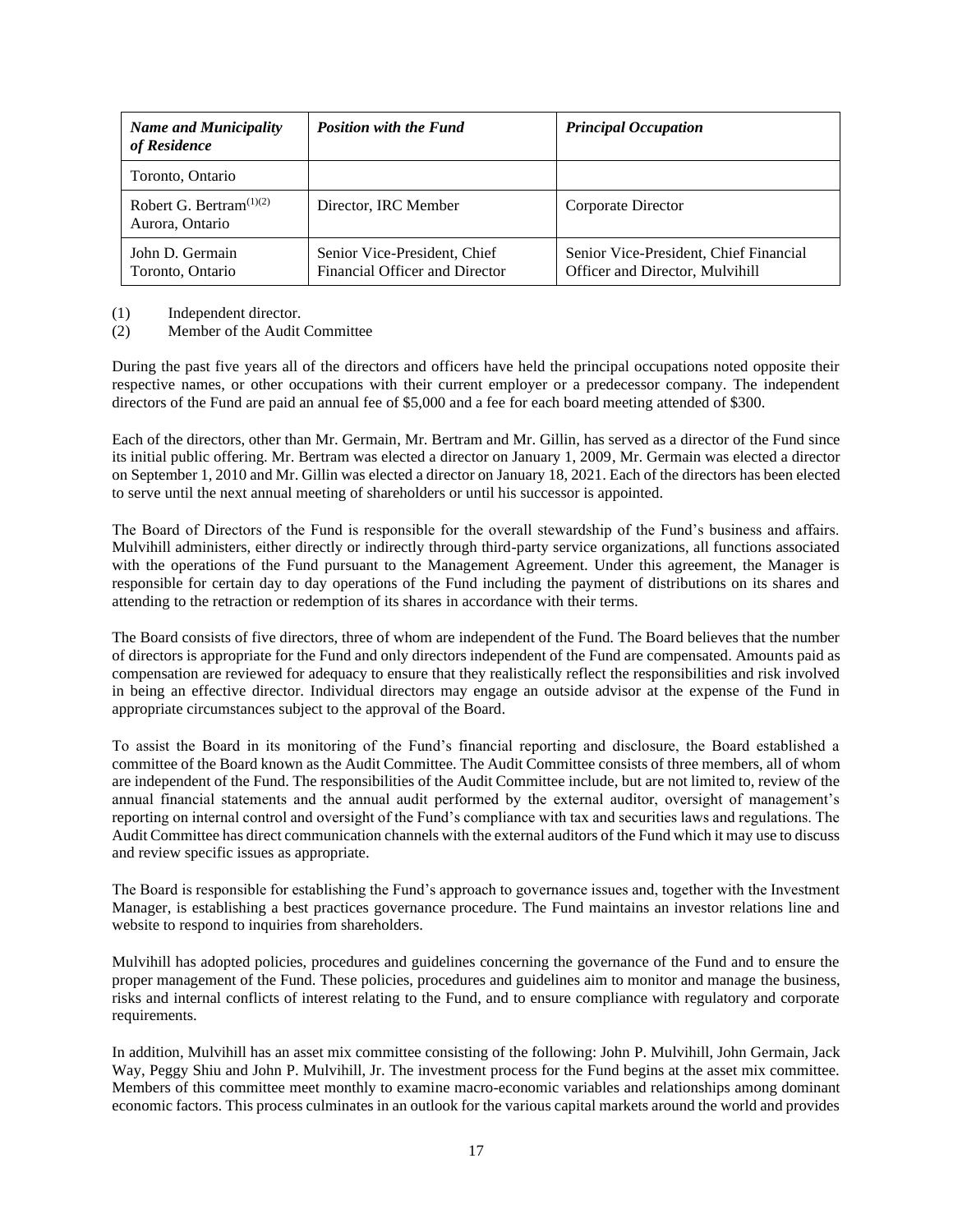| *Name and Municipality of Residence* | *Position with the Fund* | *Principal Occupation* |
| --- | --- | --- |
| Toronto, Ontario | | |
| Robert G. Bertram(1)(2) Aurora, Ontario | Director, IRC Member | Corporate Director |
| John D. Germain Toronto, Ontario | Senior Vice-President, Chief Financial Officer and Director | Senior Vice-President, Chief Financial Officer and Director, Mulvihill |

(1) Independent director.
(2) Member of the Audit Committee

During the past five years all of the directors and officers have held the principal occupations noted opposite their respective names, or other occupations with their current employer or a predecessor company. The independent directors of the Fund are paid an annual fee of $5,000 and a fee for each board meeting attended of $300.

Each of the directors, other than Mr. Germain, Mr. Bertram and Mr. Gillin, has served as a director of the Fund since its initial public offering. Mr. Bertram was elected a director on January 1, 2009, Mr. Germain was elected a director on September 1, 2010 and Mr. Gillin was elected a director on January 18, 2021. Each of the directors has been elected to serve until the next annual meeting of shareholders or until his successor is appointed.

The Board of Directors of the Fund is responsible for the overall stewardship of the Fund's business and affairs. Mulvihill administers, either directly or indirectly through third-party service organizations, all functions associated with the operations of the Fund pursuant to the Management Agreement. Under this agreement, the Manager is responsible for certain day to day operations of the Fund including the payment of distributions on its shares and attending to the retraction or redemption of its shares in accordance with their terms.

The Board consists of five directors, three of whom are independent of the Fund. The Board believes that the number of directors is appropriate for the Fund and only directors independent of the Fund are compensated. Amounts paid as compensation are reviewed for adequacy to ensure that they realistically reflect the responsibilities and risk involved in being an effective director. Individual directors may engage an outside advisor at the expense of the Fund in appropriate circumstances subject to the approval of the Board.

To assist the Board in its monitoring of the Fund's financial reporting and disclosure, the Board established a committee of the Board known as the Audit Committee. The Audit Committee consists of three members, all of whom are independent of the Fund. The responsibilities of the Audit Committee include, but are not limited to, review of the annual financial statements and the annual audit performed by the external auditor, oversight of management's reporting on internal control and oversight of the Fund's compliance with tax and securities laws and regulations. The Audit Committee has direct communication channels with the external auditors of the Fund which it may use to discuss and review specific issues as appropriate.

The Board is responsible for establishing the Fund's approach to governance issues and, together with the Investment Manager, is establishing a best practices governance procedure. The Fund maintains an investor relations line and website to respond to inquiries from shareholders.

Mulvihill has adopted policies, procedures and guidelines concerning the governance of the Fund and to ensure the proper management of the Fund. These policies, procedures and guidelines aim to monitor and manage the business, risks and internal conflicts of interest relating to the Fund, and to ensure compliance with regulatory and corporate requirements.

In addition, Mulvihill has an asset mix committee consisting of the following: John P. Mulvihill, John Germain, Jack Way, Peggy Shiu and John P. Mulvihill, Jr. The investment process for the Fund begins at the asset mix committee. Members of this committee meet monthly to examine macro-economic variables and relationships among dominant economic factors. This process culminates in an outlook for the various capital markets around the world and provides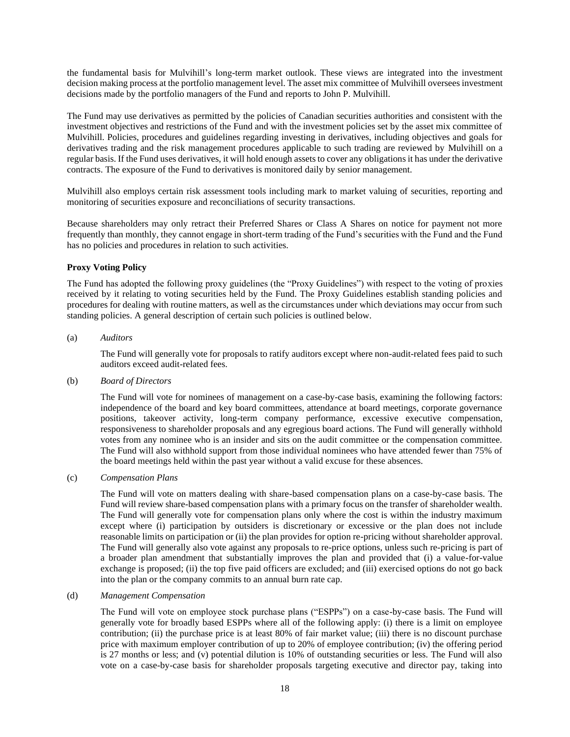the fundamental basis for Mulvihill's long-term market outlook. These views are integrated into the investment decision making process at the portfolio management level. The asset mix committee of Mulvihill oversees investment decisions made by the portfolio managers of the Fund and reports to John P. Mulvihill.

The Fund may use derivatives as permitted by the policies of Canadian securities authorities and consistent with the investment objectives and restrictions of the Fund and with the investment policies set by the asset mix committee of Mulvihill. Policies, procedures and guidelines regarding investing in derivatives, including objectives and goals for derivatives trading and the risk management procedures applicable to such trading are reviewed by Mulvihill on a regular basis. If the Fund uses derivatives, it will hold enough assets to cover any obligations it has under the derivative contracts. The exposure of the Fund to derivatives is monitored daily by senior management.

Mulvihill also employs certain risk assessment tools including mark to market valuing of securities, reporting and monitoring of securities exposure and reconciliations of security transactions.

Because shareholders may only retract their Preferred Shares or Class A Shares on notice for payment not more frequently than monthly, they cannot engage in short-term trading of the Fund's securities with the Fund and the Fund has no policies and procedures in relation to such activities.

**Proxy Voting Policy**

The Fund has adopted the following proxy guidelines (the "Proxy Guidelines") with respect to the voting of proxies received by it relating to voting securities held by the Fund. The Proxy Guidelines establish standing policies and procedures for dealing with routine matters, as well as the circumstances under which deviations may occur from such standing policies. A general description of certain such policies is outlined below.

(a) *Auditors*

The Fund will generally vote for proposals to ratify auditors except where non-audit-related fees paid to such auditors exceed audit-related fees.

(b) *Board of Directors*

The Fund will vote for nominees of management on a case-by-case basis, examining the following factors: independence of the board and key board committees, attendance at board meetings, corporate governance positions, takeover activity, long-term company performance, excessive executive compensation, responsiveness to shareholder proposals and any egregious board actions. The Fund will generally withhold votes from any nominee who is an insider and sits on the audit committee or the compensation committee. The Fund will also withhold support from those individual nominees who have attended fewer than 75% of the board meetings held within the past year without a valid excuse for these absences.

(c) *Compensation Plans*

The Fund will vote on matters dealing with share-based compensation plans on a case-by-case basis. The Fund will review share-based compensation plans with a primary focus on the transfer of shareholder wealth. The Fund will generally vote for compensation plans only where the cost is within the industry maximum except where (i) participation by outsiders is discretionary or excessive or the plan does not include reasonable limits on participation or (ii) the plan provides for option re-pricing without shareholder approval. The Fund will generally also vote against any proposals to re-price options, unless such re-pricing is part of a broader plan amendment that substantially improves the plan and provided that (i) a value-for-value exchange is proposed; (ii) the top five paid officers are excluded; and (iii) exercised options do not go back into the plan or the company commits to an annual burn rate cap.

(d) *Management Compensation*

The Fund will vote on employee stock purchase plans ("ESPPs") on a case-by-case basis. The Fund will generally vote for broadly based ESPPs where all of the following apply: (i) there is a limit on employee contribution; (ii) the purchase price is at least 80% of fair market value; (iii) there is no discount purchase price with maximum employer contribution of up to 20% of employee contribution; (iv) the offering period is 27 months or less; and (v) potential dilution is 10% of outstanding securities or less. The Fund will also vote on a case-by-case basis for shareholder proposals targeting executive and director pay, taking into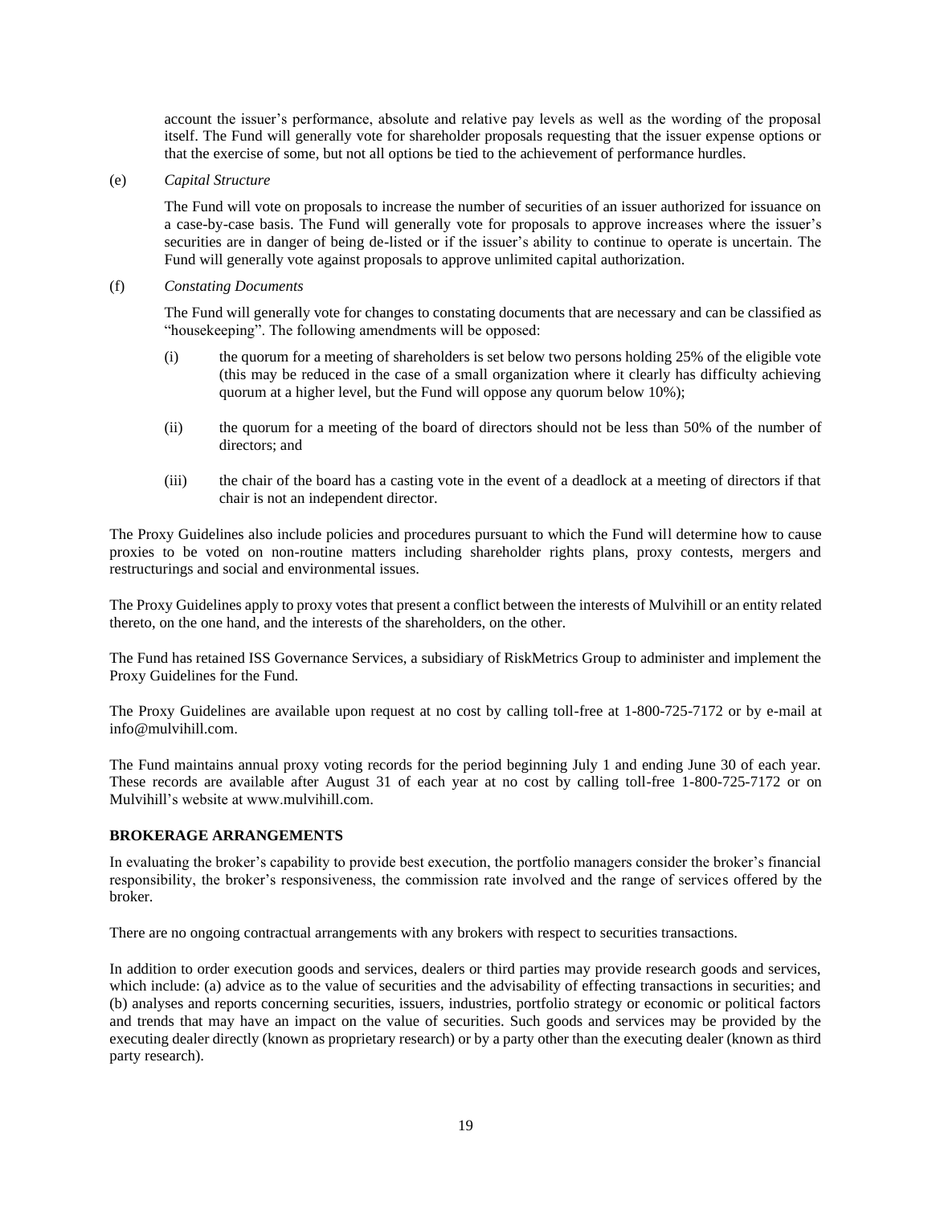account the issuer's performance, absolute and relative pay levels as well as the wording of the proposal itself. The Fund will generally vote for shareholder proposals requesting that the issuer expense options or that the exercise of some, but not all options be tied to the achievement of performance hurdles.

(e) *Capital Structure*

The Fund will vote on proposals to increase the number of securities of an issuer authorized for issuance on a case-by-case basis. The Fund will generally vote for proposals to approve increases where the issuer's securities are in danger of being de-listed or if the issuer's ability to continue to operate is uncertain. The Fund will generally vote against proposals to approve unlimited capital authorization.

(f) *Constating Documents*

The Fund will generally vote for changes to constating documents that are necessary and can be classified as "housekeeping". The following amendments will be opposed:

(i) the quorum for a meeting of shareholders is set below two persons holding 25% of the eligible vote (this may be reduced in the case of a small organization where it clearly has difficulty achieving quorum at a higher level, but the Fund will oppose any quorum below 10%);

(ii) the quorum for a meeting of the board of directors should not be less than 50% of the number of directors; and

(iii) the chair of the board has a casting vote in the event of a deadlock at a meeting of directors if that chair is not an independent director.

The Proxy Guidelines also include policies and procedures pursuant to which the Fund will determine how to cause proxies to be voted on non-routine matters including shareholder rights plans, proxy contests, mergers and restructurings and social and environmental issues.

The Proxy Guidelines apply to proxy votes that present a conflict between the interests of Mulvihill or an entity related thereto, on the one hand, and the interests of the shareholders, on the other.

The Fund has retained ISS Governance Services, a subsidiary of RiskMetrics Group to administer and implement the Proxy Guidelines for the Fund.

The Proxy Guidelines are available upon request at no cost by calling toll-free at 1-800-725-7172 or by e-mail at info@mulvihill.com.

The Fund maintains annual proxy voting records for the period beginning July 1 and ending June 30 of each year. These records are available after August 31 of each year at no cost by calling toll-free 1-800-725-7172 or on Mulvihill's website at www.mulvihill.com.

**BROKERAGE ARRANGEMENTS**

In evaluating the broker's capability to provide best execution, the portfolio managers consider the broker's financial responsibility, the broker's responsiveness, the commission rate involved and the range of services offered by the broker.

There are no ongoing contractual arrangements with any brokers with respect to securities transactions.

In addition to order execution goods and services, dealers or third parties may provide research goods and services, which include: (a) advice as to the value of securities and the advisability of effecting transactions in securities; and (b) analyses and reports concerning securities, issuers, industries, portfolio strategy or economic or political factors and trends that may have an impact on the value of securities. Such goods and services may be provided by the executing dealer directly (known as proprietary research) or by a party other than the executing dealer (known as third party research).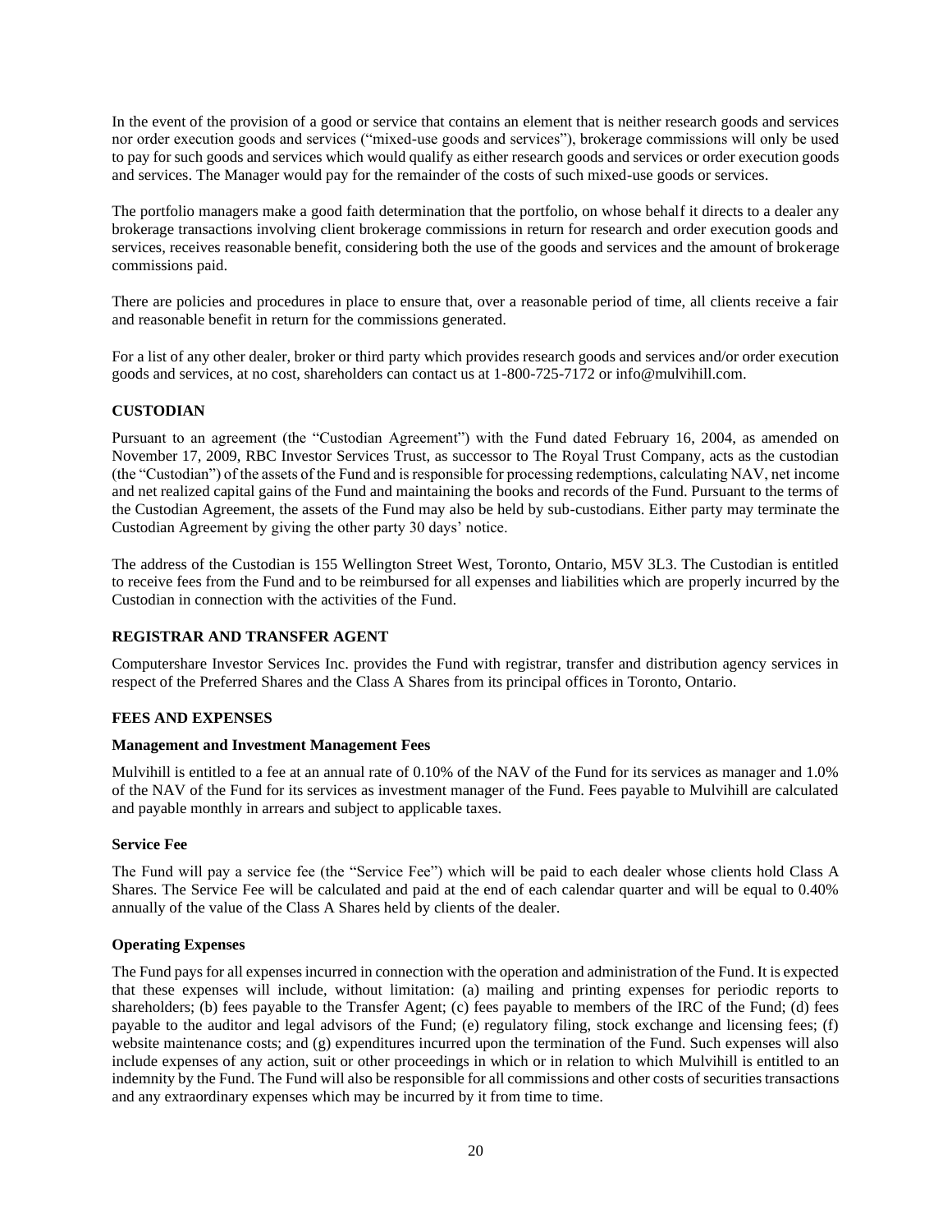In the event of the provision of a good or service that contains an element that is neither research goods and services nor order execution goods and services ("mixed-use goods and services"), brokerage commissions will only be used to pay for such goods and services which would qualify as either research goods and services or order execution goods and services. The Manager would pay for the remainder of the costs of such mixed-use goods or services.

The portfolio managers make a good faith determination that the portfolio, on whose behalf it directs to a dealer any brokerage transactions involving client brokerage commissions in return for research and order execution goods and services, receives reasonable benefit, considering both the use of the goods and services and the amount of brokerage commissions paid.

There are policies and procedures in place to ensure that, over a reasonable period of time, all clients receive a fair and reasonable benefit in return for the commissions generated.

For a list of any other dealer, broker or third party which provides research goods and services and/or order execution goods and services, at no cost, shareholders can contact us at 1-800-725-7172 or info@mulvihill.com.

## CUSTODIAN

Pursuant to an agreement (the "Custodian Agreement") with the Fund dated February 16, 2004, as amended on November 17, 2009, RBC Investor Services Trust, as successor to The Royal Trust Company, acts as the custodian (the "Custodian") of the assets of the Fund and is responsible for processing redemptions, calculating NAV, net income and net realized capital gains of the Fund and maintaining the books and records of the Fund. Pursuant to the terms of the Custodian Agreement, the assets of the Fund may also be held by sub-custodians. Either party may terminate the Custodian Agreement by giving the other party 30 days' notice.

The address of the Custodian is 155 Wellington Street West, Toronto, Ontario, M5V 3L3. The Custodian is entitled to receive fees from the Fund and to be reimbursed for all expenses and liabilities which are properly incurred by the Custodian in connection with the activities of the Fund.

## REGISTRAR AND TRANSFER AGENT

Computershare Investor Services Inc. provides the Fund with registrar, transfer and distribution agency services in respect of the Preferred Shares and the Class A Shares from its principal offices in Toronto, Ontario.

## FEES AND EXPENSES

### Management and Investment Management Fees

Mulvihill is entitled to a fee at an annual rate of 0.10% of the NAV of the Fund for its services as manager and 1.0% of the NAV of the Fund for its services as investment manager of the Fund. Fees payable to Mulvihill are calculated and payable monthly in arrears and subject to applicable taxes.

### Service Fee

The Fund will pay a service fee (the "Service Fee") which will be paid to each dealer whose clients hold Class A Shares. The Service Fee will be calculated and paid at the end of each calendar quarter and will be equal to 0.40% annually of the value of the Class A Shares held by clients of the dealer.

### Operating Expenses

The Fund pays for all expenses incurred in connection with the operation and administration of the Fund. It is expected that these expenses will include, without limitation: (a) mailing and printing expenses for periodic reports to shareholders; (b) fees payable to the Transfer Agent; (c) fees payable to members of the IRC of the Fund; (d) fees payable to the auditor and legal advisors of the Fund; (e) regulatory filing, stock exchange and licensing fees; (f) website maintenance costs; and (g) expenditures incurred upon the termination of the Fund. Such expenses will also include expenses of any action, suit or other proceedings in which or in relation to which Mulvihill is entitled to an indemnity by the Fund. The Fund will also be responsible for all commissions and other costs of securities transactions and any extraordinary expenses which may be incurred by it from time to time.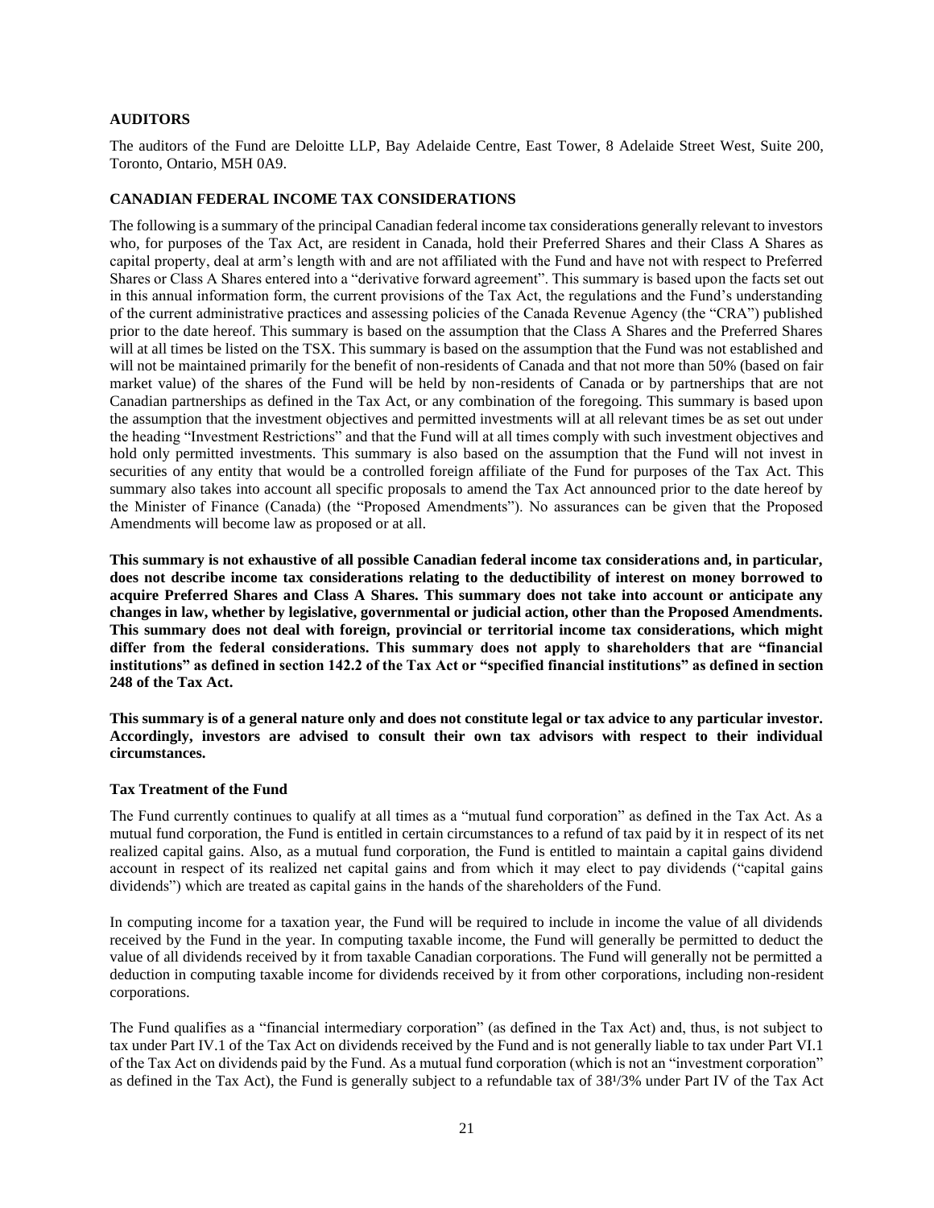## AUDITORS

The auditors of the Fund are Deloitte LLP, Bay Adelaide Centre, East Tower, 8 Adelaide Street West, Suite 200, Toronto, Ontario, M5H 0A9.

## CANADIAN FEDERAL INCOME TAX CONSIDERATIONS

The following is a summary of the principal Canadian federal income tax considerations generally relevant to investors who, for purposes of the Tax Act, are resident in Canada, hold their Preferred Shares and their Class A Shares as capital property, deal at arm's length with and are not affiliated with the Fund and have not with respect to Preferred Shares or Class A Shares entered into a "derivative forward agreement". This summary is based upon the facts set out in this annual information form, the current provisions of the Tax Act, the regulations and the Fund's understanding of the current administrative practices and assessing policies of the Canada Revenue Agency (the "CRA") published prior to the date hereof. This summary is based on the assumption that the Class A Shares and the Preferred Shares will at all times be listed on the TSX. This summary is based on the assumption that the Fund was not established and will not be maintained primarily for the benefit of non-residents of Canada and that not more than 50% (based on fair market value) of the shares of the Fund will be held by non-residents of Canada or by partnerships that are not Canadian partnerships as defined in the Tax Act, or any combination of the foregoing. This summary is based upon the assumption that the investment objectives and permitted investments will at all relevant times be as set out under the heading "Investment Restrictions" and that the Fund will at all times comply with such investment objectives and hold only permitted investments. This summary is also based on the assumption that the Fund will not invest in securities of any entity that would be a controlled foreign affiliate of the Fund for purposes of the Tax Act. This summary also takes into account all specific proposals to amend the Tax Act announced prior to the date hereof by the Minister of Finance (Canada) (the "Proposed Amendments"). No assurances can be given that the Proposed Amendments will become law as proposed or at all.

**This summary is not exhaustive of all possible Canadian federal income tax considerations and, in particular, does not describe income tax considerations relating to the deductibility of interest on money borrowed to acquire Preferred Shares and Class A Shares. This summary does not take into account or anticipate any changes in law, whether by legislative, governmental or judicial action, other than the Proposed Amendments. This summary does not deal with foreign, provincial or territorial income tax considerations, which might differ from the federal considerations. This summary does not apply to shareholders that are "financial institutions" as defined in section 142.2 of the Tax Act or "specified financial institutions" as defined in section 248 of the Tax Act.**

**This summary is of a general nature only and does not constitute legal or tax advice to any particular investor. Accordingly, investors are advised to consult their own tax advisors with respect to their individual circumstances.**

### Tax Treatment of the Fund

The Fund currently continues to qualify at all times as a "mutual fund corporation" as defined in the Tax Act. As a mutual fund corporation, the Fund is entitled in certain circumstances to a refund of tax paid by it in respect of its net realized capital gains. Also, as a mutual fund corporation, the Fund is entitled to maintain a capital gains dividend account in respect of its realized net capital gains and from which it may elect to pay dividends ("capital gains dividends") which are treated as capital gains in the hands of the shareholders of the Fund.

In computing income for a taxation year, the Fund will be required to include in income the value of all dividends received by the Fund in the year. In computing taxable income, the Fund will generally be permitted to deduct the value of all dividends received by it from taxable Canadian corporations. The Fund will generally not be permitted a deduction in computing taxable income for dividends received by it from other corporations, including non-resident corporations.

The Fund qualifies as a "financial intermediary corporation" (as defined in the Tax Act) and, thus, is not subject to tax under Part IV.1 of the Tax Act on dividends received by the Fund and is not generally liable to tax under Part VI.1 of the Tax Act on dividends paid by the Fund. As a mutual fund corporation (which is not an "investment corporation" as defined in the Tax Act), the Fund is generally subject to a refundable tax of 38¹/3% under Part IV of the Tax Act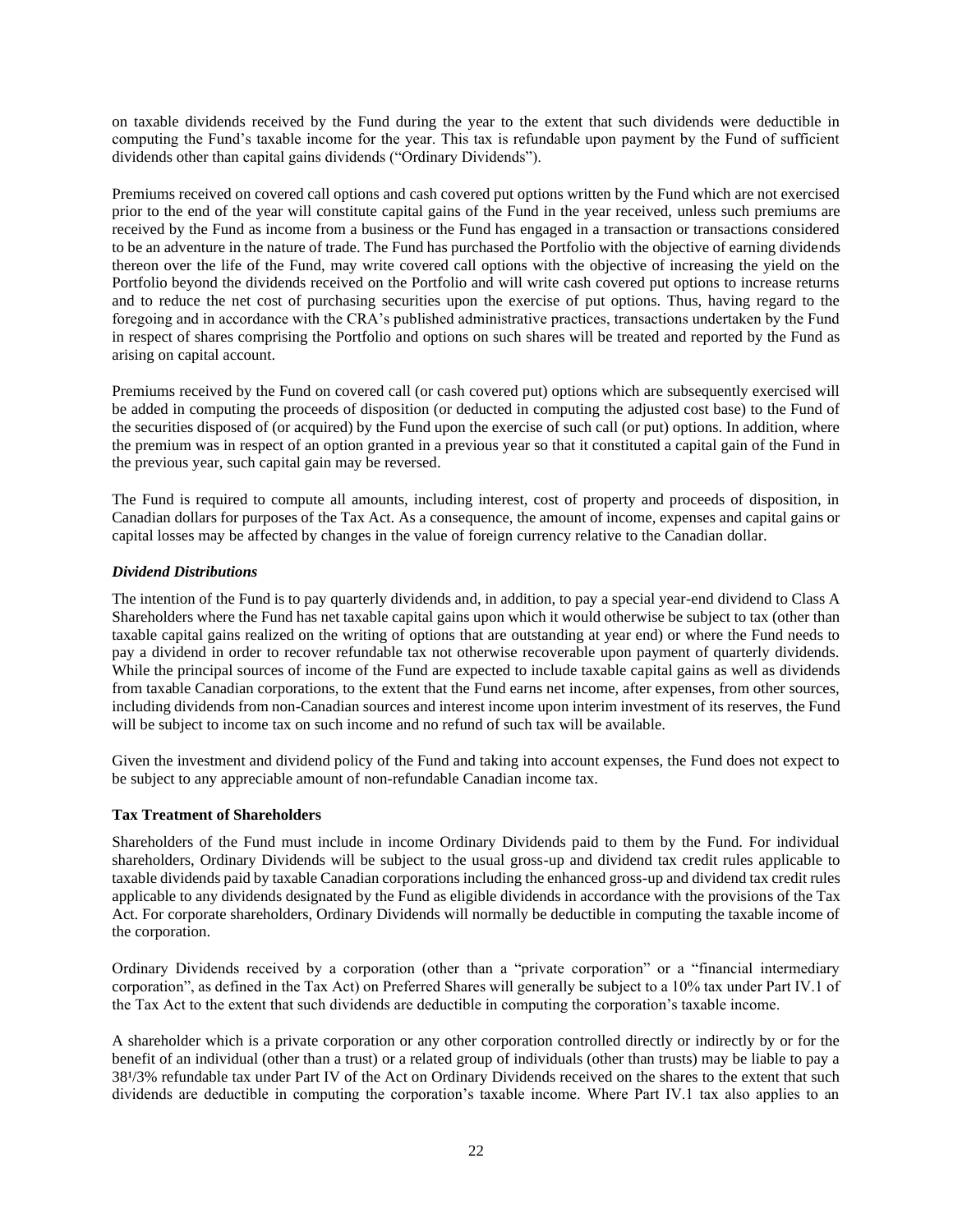on taxable dividends received by the Fund during the year to the extent that such dividends were deductible in computing the Fund's taxable income for the year. This tax is refundable upon payment by the Fund of sufficient dividends other than capital gains dividends ("Ordinary Dividends").

Premiums received on covered call options and cash covered put options written by the Fund which are not exercised prior to the end of the year will constitute capital gains of the Fund in the year received, unless such premiums are received by the Fund as income from a business or the Fund has engaged in a transaction or transactions considered to be an adventure in the nature of trade. The Fund has purchased the Portfolio with the objective of earning dividends thereon over the life of the Fund, may write covered call options with the objective of increasing the yield on the Portfolio beyond the dividends received on the Portfolio and will write cash covered put options to increase returns and to reduce the net cost of purchasing securities upon the exercise of put options. Thus, having regard to the foregoing and in accordance with the CRA's published administrative practices, transactions undertaken by the Fund in respect of shares comprising the Portfolio and options on such shares will be treated and reported by the Fund as arising on capital account.

Premiums received by the Fund on covered call (or cash covered put) options which are subsequently exercised will be added in computing the proceeds of disposition (or deducted in computing the adjusted cost base) to the Fund of the securities disposed of (or acquired) by the Fund upon the exercise of such call (or put) options. In addition, where the premium was in respect of an option granted in a previous year so that it constituted a capital gain of the Fund in the previous year, such capital gain may be reversed.

The Fund is required to compute all amounts, including interest, cost of property and proceeds of disposition, in Canadian dollars for purposes of the Tax Act. As a consequence, the amount of income, expenses and capital gains or capital losses may be affected by changes in the value of foreign currency relative to the Canadian dollar.

### *Dividend Distributions*

The intention of the Fund is to pay quarterly dividends and, in addition, to pay a special year-end dividend to Class A Shareholders where the Fund has net taxable capital gains upon which it would otherwise be subject to tax (other than taxable capital gains realized on the writing of options that are outstanding at year end) or where the Fund needs to pay a dividend in order to recover refundable tax not otherwise recoverable upon payment of quarterly dividends. While the principal sources of income of the Fund are expected to include taxable capital gains as well as dividends from taxable Canadian corporations, to the extent that the Fund earns net income, after expenses, from other sources, including dividends from non-Canadian sources and interest income upon interim investment of its reserves, the Fund will be subject to income tax on such income and no refund of such tax will be available.

Given the investment and dividend policy of the Fund and taking into account expenses, the Fund does not expect to be subject to any appreciable amount of non-refundable Canadian income tax.

## Tax Treatment of Shareholders

Shareholders of the Fund must include in income Ordinary Dividends paid to them by the Fund. For individual shareholders, Ordinary Dividends will be subject to the usual gross-up and dividend tax credit rules applicable to taxable dividends paid by taxable Canadian corporations including the enhanced gross-up and dividend tax credit rules applicable to any dividends designated by the Fund as eligible dividends in accordance with the provisions of the Tax Act. For corporate shareholders, Ordinary Dividends will normally be deductible in computing the taxable income of the corporation.

Ordinary Dividends received by a corporation (other than a "private corporation" or a "financial intermediary corporation", as defined in the Tax Act) on Preferred Shares will generally be subject to a 10% tax under Part IV.1 of the Tax Act to the extent that such dividends are deductible in computing the corporation's taxable income.

A shareholder which is a private corporation or any other corporation controlled directly or indirectly by or for the benefit of an individual (other than a trust) or a related group of individuals (other than trusts) may be liable to pay a 38¹/3% refundable tax under Part IV of the Act on Ordinary Dividends received on the shares to the extent that such dividends are deductible in computing the corporation's taxable income. Where Part IV.1 tax also applies to an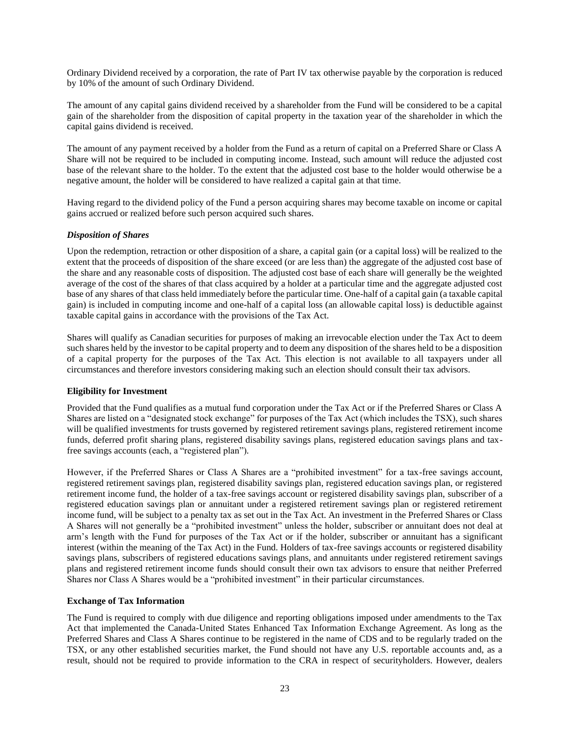Ordinary Dividend received by a corporation, the rate of Part IV tax otherwise payable by the corporation is reduced by 10% of the amount of such Ordinary Dividend.

The amount of any capital gains dividend received by a shareholder from the Fund will be considered to be a capital gain of the shareholder from the disposition of capital property in the taxation year of the shareholder in which the capital gains dividend is received.

The amount of any payment received by a holder from the Fund as a return of capital on a Preferred Share or Class A Share will not be required to be included in computing income. Instead, such amount will reduce the adjusted cost base of the relevant share to the holder. To the extent that the adjusted cost base to the holder would otherwise be a negative amount, the holder will be considered to have realized a capital gain at that time.

Having regard to the dividend policy of the Fund a person acquiring shares may become taxable on income or capital gains accrued or realized before such person acquired such shares.

***Disposition of Shares***

Upon the redemption, retraction or other disposition of a share, a capital gain (or a capital loss) will be realized to the extent that the proceeds of disposition of the share exceed (or are less than) the aggregate of the adjusted cost base of the share and any reasonable costs of disposition. The adjusted cost base of each share will generally be the weighted average of the cost of the shares of that class acquired by a holder at a particular time and the aggregate adjusted cost base of any shares of that class held immediately before the particular time. One-half of a capital gain (a taxable capital gain) is included in computing income and one-half of a capital loss (an allowable capital loss) is deductible against taxable capital gains in accordance with the provisions of the Tax Act.

Shares will qualify as Canadian securities for purposes of making an irrevocable election under the Tax Act to deem such shares held by the investor to be capital property and to deem any disposition of the shares held to be a disposition of a capital property for the purposes of the Tax Act. This election is not available to all taxpayers under all circumstances and therefore investors considering making such an election should consult their tax advisors.

**Eligibility for Investment**

Provided that the Fund qualifies as a mutual fund corporation under the Tax Act or if the Preferred Shares or Class A Shares are listed on a "designated stock exchange" for purposes of the Tax Act (which includes the TSX), such shares will be qualified investments for trusts governed by registered retirement savings plans, registered retirement income funds, deferred profit sharing plans, registered disability savings plans, registered education savings plans and tax-free savings accounts (each, a "registered plan").

However, if the Preferred Shares or Class A Shares are a "prohibited investment" for a tax-free savings account, registered retirement savings plan, registered disability savings plan, registered education savings plan, or registered retirement income fund, the holder of a tax-free savings account or registered disability savings plan, subscriber of a registered education savings plan or annuitant under a registered retirement savings plan or registered retirement income fund, will be subject to a penalty tax as set out in the Tax Act. An investment in the Preferred Shares or Class A Shares will not generally be a "prohibited investment" unless the holder, subscriber or annuitant does not deal at arm's length with the Fund for purposes of the Tax Act or if the holder, subscriber or annuitant has a significant interest (within the meaning of the Tax Act) in the Fund. Holders of tax-free savings accounts or registered disability savings plans, subscribers of registered educations savings plans, and annuitants under registered retirement savings plans and registered retirement income funds should consult their own tax advisors to ensure that neither Preferred Shares nor Class A Shares would be a "prohibited investment" in their particular circumstances.

**Exchange of Tax Information**

The Fund is required to comply with due diligence and reporting obligations imposed under amendments to the Tax Act that implemented the Canada-United States Enhanced Tax Information Exchange Agreement. As long as the Preferred Shares and Class A Shares continue to be registered in the name of CDS and to be regularly traded on the TSX, or any other established securities market, the Fund should not have any U.S. reportable accounts and, as a result, should not be required to provide information to the CRA in respect of securityholders. However, dealers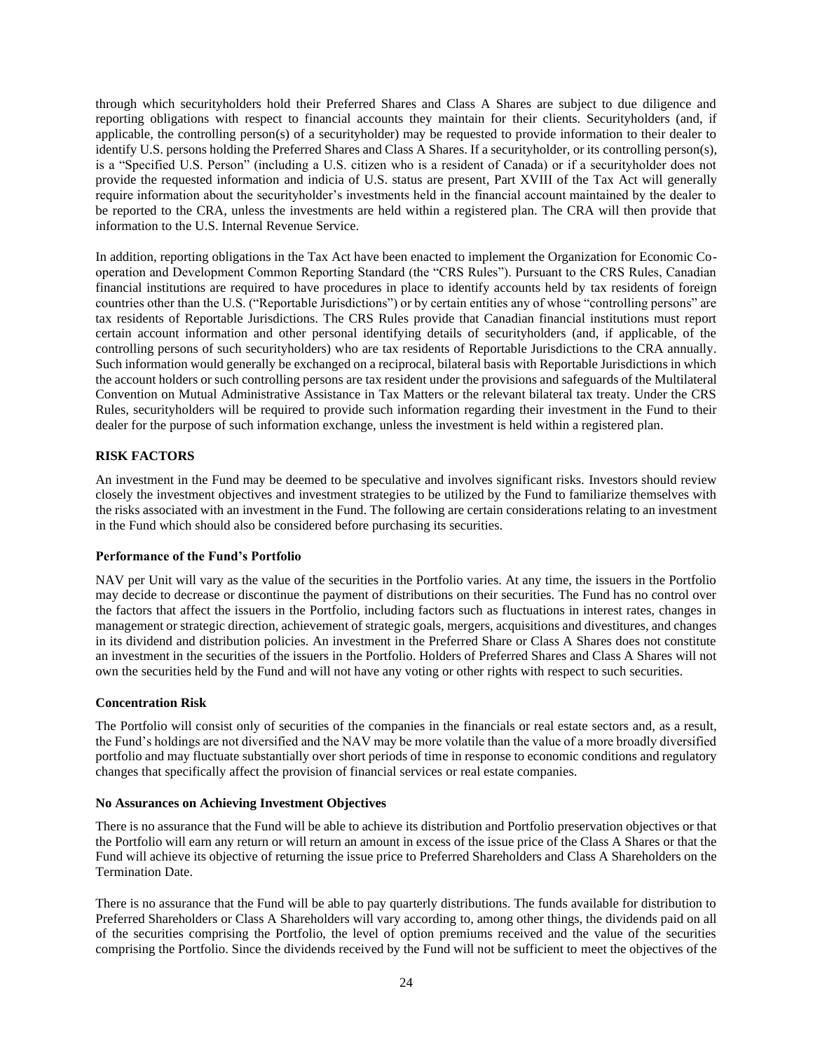through which securityholders hold their Preferred Shares and Class A Shares are subject to due diligence and reporting obligations with respect to financial accounts they maintain for their clients. Securityholders (and, if applicable, the controlling person(s) of a securityholder) may be requested to provide information to their dealer to identify U.S. persons holding the Preferred Shares and Class A Shares. If a securityholder, or its controlling person(s), is a "Specified U.S. Person" (including a U.S. citizen who is a resident of Canada) or if a securityholder does not provide the requested information and indicia of U.S. status are present, Part XVIII of the Tax Act will generally require information about the securityholder's investments held in the financial account maintained by the dealer to be reported to the CRA, unless the investments are held within a registered plan. The CRA will then provide that information to the U.S. Internal Revenue Service.

In addition, reporting obligations in the Tax Act have been enacted to implement the Organization for Economic Co-operation and Development Common Reporting Standard (the "CRS Rules"). Pursuant to the CRS Rules, Canadian financial institutions are required to have procedures in place to identify accounts held by tax residents of foreign countries other than the U.S. ("Reportable Jurisdictions") or by certain entities any of whose "controlling persons" are tax residents of Reportable Jurisdictions. The CRS Rules provide that Canadian financial institutions must report certain account information and other personal identifying details of securityholders (and, if applicable, of the controlling persons of such securityholders) who are tax residents of Reportable Jurisdictions to the CRA annually. Such information would generally be exchanged on a reciprocal, bilateral basis with Reportable Jurisdictions in which the account holders or such controlling persons are tax resident under the provisions and safeguards of the Multilateral Convention on Mutual Administrative Assistance in Tax Matters or the relevant bilateral tax treaty. Under the CRS Rules, securityholders will be required to provide such information regarding their investment in the Fund to their dealer for the purpose of such information exchange, unless the investment is held within a registered plan.

## RISK FACTORS

An investment in the Fund may be deemed to be speculative and involves significant risks. Investors should review closely the investment objectives and investment strategies to be utilized by the Fund to familiarize themselves with the risks associated with an investment in the Fund. The following are certain considerations relating to an investment in the Fund which should also be considered before purchasing its securities.

### Performance of the Fund's Portfolio

NAV per Unit will vary as the value of the securities in the Portfolio varies. At any time, the issuers in the Portfolio may decide to decrease or discontinue the payment of distributions on their securities. The Fund has no control over the factors that affect the issuers in the Portfolio, including factors such as fluctuations in interest rates, changes in management or strategic direction, achievement of strategic goals, mergers, acquisitions and divestitures, and changes in its dividend and distribution policies. An investment in the Preferred Share or Class A Shares does not constitute an investment in the securities of the issuers in the Portfolio. Holders of Preferred Shares and Class A Shares will not own the securities held by the Fund and will not have any voting or other rights with respect to such securities.

### Concentration Risk

The Portfolio will consist only of securities of the companies in the financials or real estate sectors and, as a result, the Fund's holdings are not diversified and the NAV may be more volatile than the value of a more broadly diversified portfolio and may fluctuate substantially over short periods of time in response to economic conditions and regulatory changes that specifically affect the provision of financial services or real estate companies.

### No Assurances on Achieving Investment Objectives

There is no assurance that the Fund will be able to achieve its distribution and Portfolio preservation objectives or that the Portfolio will earn any return or will return an amount in excess of the issue price of the Class A Shares or that the Fund will achieve its objective of returning the issue price to Preferred Shareholders and Class A Shareholders on the Termination Date.

There is no assurance that the Fund will be able to pay quarterly distributions. The funds available for distribution to Preferred Shareholders or Class A Shareholders will vary according to, among other things, the dividends paid on all of the securities comprising the Portfolio, the level of option premiums received and the value of the securities comprising the Portfolio. Since the dividends received by the Fund will not be sufficient to meet the objectives of the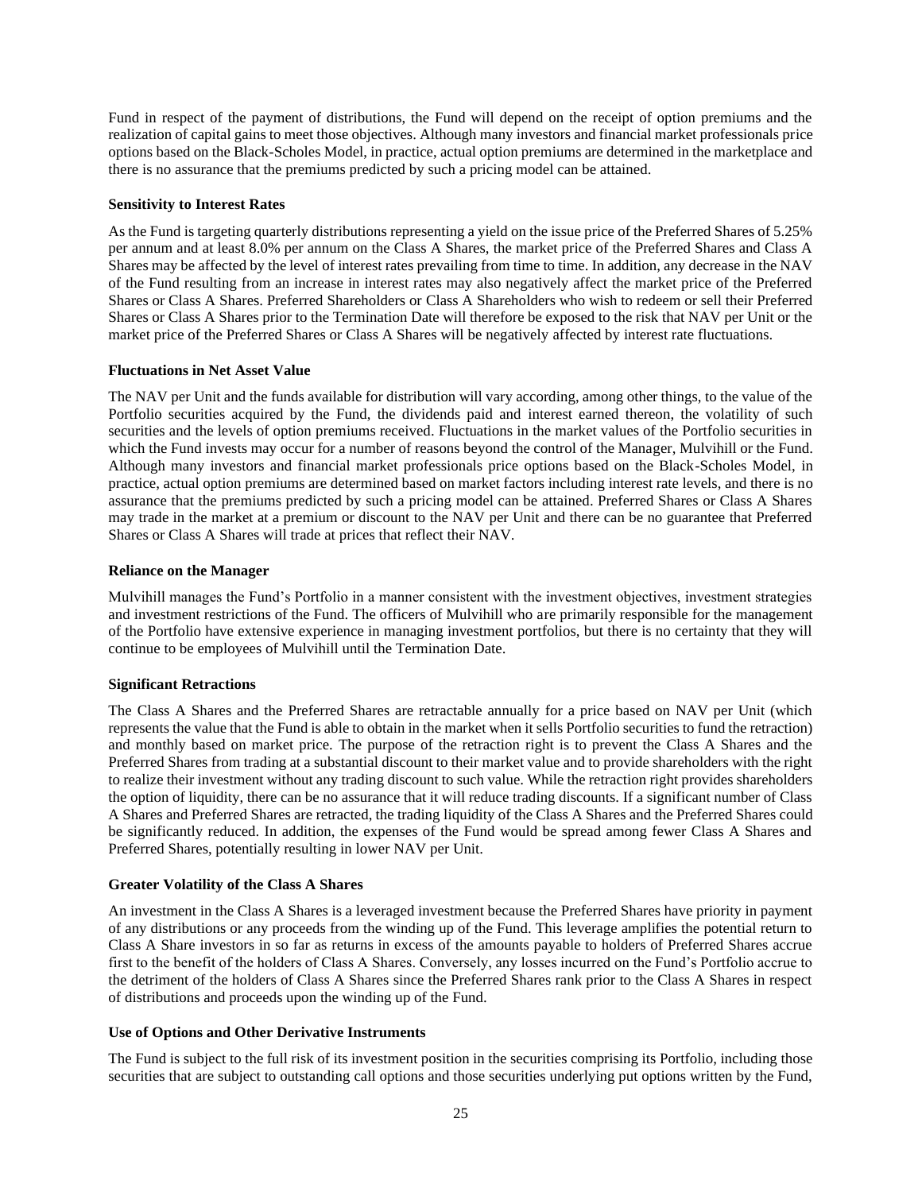Fund in respect of the payment of distributions, the Fund will depend on the receipt of option premiums and the realization of capital gains to meet those objectives. Although many investors and financial market professionals price options based on the Black-Scholes Model, in practice, actual option premiums are determined in the marketplace and there is no assurance that the premiums predicted by such a pricing model can be attained.

**Sensitivity to Interest Rates**

As the Fund is targeting quarterly distributions representing a yield on the issue price of the Preferred Shares of 5.25% per annum and at least 8.0% per annum on the Class A Shares, the market price of the Preferred Shares and Class A Shares may be affected by the level of interest rates prevailing from time to time. In addition, any decrease in the NAV of the Fund resulting from an increase in interest rates may also negatively affect the market price of the Preferred Shares or Class A Shares. Preferred Shareholders or Class A Shareholders who wish to redeem or sell their Preferred Shares or Class A Shares prior to the Termination Date will therefore be exposed to the risk that NAV per Unit or the market price of the Preferred Shares or Class A Shares will be negatively affected by interest rate fluctuations.

**Fluctuations in Net Asset Value**

The NAV per Unit and the funds available for distribution will vary according, among other things, to the value of the Portfolio securities acquired by the Fund, the dividends paid and interest earned thereon, the volatility of such securities and the levels of option premiums received. Fluctuations in the market values of the Portfolio securities in which the Fund invests may occur for a number of reasons beyond the control of the Manager, Mulvihill or the Fund. Although many investors and financial market professionals price options based on the Black-Scholes Model, in practice, actual option premiums are determined based on market factors including interest rate levels, and there is no assurance that the premiums predicted by such a pricing model can be attained. Preferred Shares or Class A Shares may trade in the market at a premium or discount to the NAV per Unit and there can be no guarantee that Preferred Shares or Class A Shares will trade at prices that reflect their NAV.

**Reliance on the Manager**

Mulvihill manages the Fund's Portfolio in a manner consistent with the investment objectives, investment strategies and investment restrictions of the Fund. The officers of Mulvihill who are primarily responsible for the management of the Portfolio have extensive experience in managing investment portfolios, but there is no certainty that they will continue to be employees of Mulvihill until the Termination Date.

**Significant Retractions**

The Class A Shares and the Preferred Shares are retractable annually for a price based on NAV per Unit (which represents the value that the Fund is able to obtain in the market when it sells Portfolio securities to fund the retraction) and monthly based on market price. The purpose of the retraction right is to prevent the Class A Shares and the Preferred Shares from trading at a substantial discount to their market value and to provide shareholders with the right to realize their investment without any trading discount to such value. While the retraction right provides shareholders the option of liquidity, there can be no assurance that it will reduce trading discounts. If a significant number of Class A Shares and Preferred Shares are retracted, the trading liquidity of the Class A Shares and the Preferred Shares could be significantly reduced. In addition, the expenses of the Fund would be spread among fewer Class A Shares and Preferred Shares, potentially resulting in lower NAV per Unit.

**Greater Volatility of the Class A Shares**

An investment in the Class A Shares is a leveraged investment because the Preferred Shares have priority in payment of any distributions or any proceeds from the winding up of the Fund. This leverage amplifies the potential return to Class A Share investors in so far as returns in excess of the amounts payable to holders of Preferred Shares accrue first to the benefit of the holders of Class A Shares. Conversely, any losses incurred on the Fund's Portfolio accrue to the detriment of the holders of Class A Shares since the Preferred Shares rank prior to the Class A Shares in respect of distributions and proceeds upon the winding up of the Fund.

**Use of Options and Other Derivative Instruments**

The Fund is subject to the full risk of its investment position in the securities comprising its Portfolio, including those securities that are subject to outstanding call options and those securities underlying put options written by the Fund,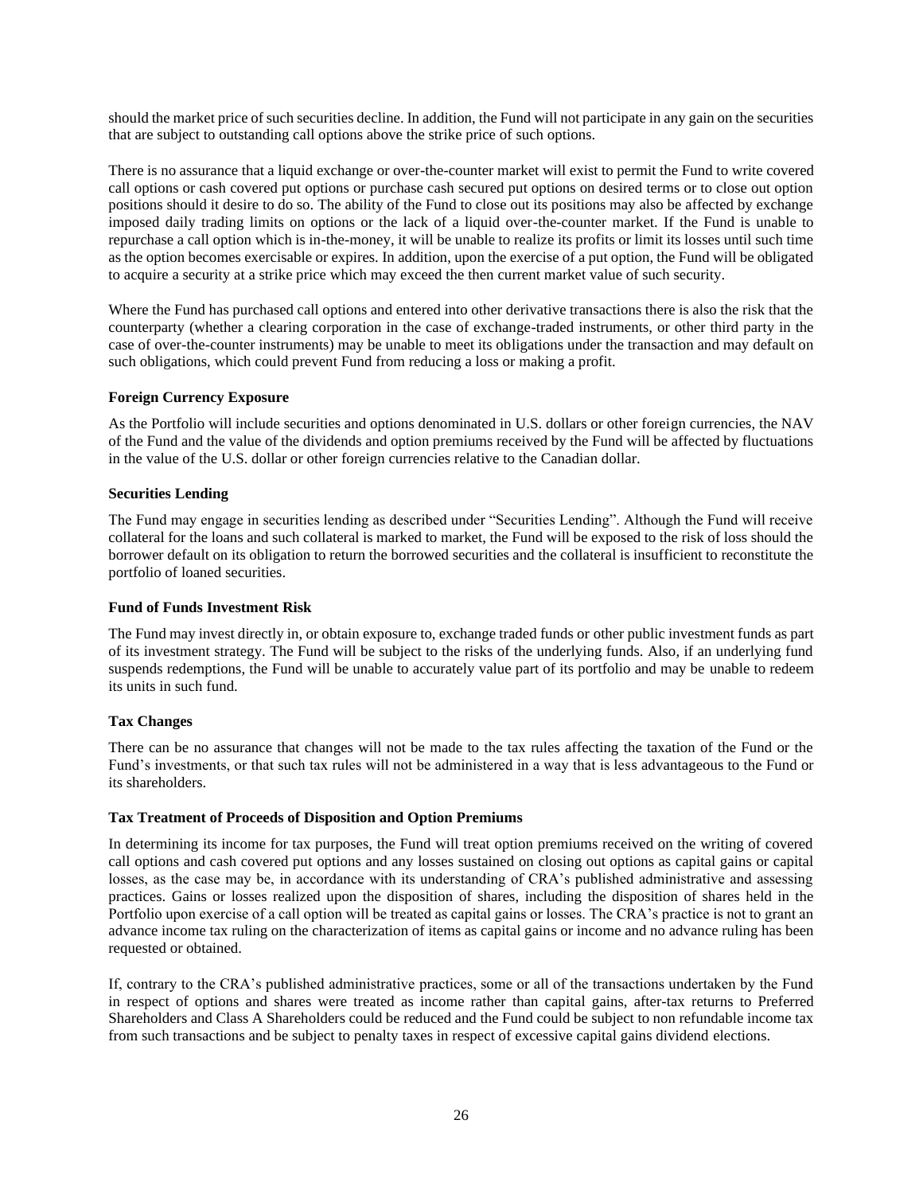should the market price of such securities decline. In addition, the Fund will not participate in any gain on the securities that are subject to outstanding call options above the strike price of such options.

There is no assurance that a liquid exchange or over-the-counter market will exist to permit the Fund to write covered call options or cash covered put options or purchase cash secured put options on desired terms or to close out option positions should it desire to do so. The ability of the Fund to close out its positions may also be affected by exchange imposed daily trading limits on options or the lack of a liquid over-the-counter market. If the Fund is unable to repurchase a call option which is in-the-money, it will be unable to realize its profits or limit its losses until such time as the option becomes exercisable or expires. In addition, upon the exercise of a put option, the Fund will be obligated to acquire a security at a strike price which may exceed the then current market value of such security.

Where the Fund has purchased call options and entered into other derivative transactions there is also the risk that the counterparty (whether a clearing corporation in the case of exchange-traded instruments, or other third party in the case of over-the-counter instruments) may be unable to meet its obligations under the transaction and may default on such obligations, which could prevent Fund from reducing a loss or making a profit.

**Foreign Currency Exposure**

As the Portfolio will include securities and options denominated in U.S. dollars or other foreign currencies, the NAV of the Fund and the value of the dividends and option premiums received by the Fund will be affected by fluctuations in the value of the U.S. dollar or other foreign currencies relative to the Canadian dollar.

**Securities Lending**

The Fund may engage in securities lending as described under "Securities Lending". Although the Fund will receive collateral for the loans and such collateral is marked to market, the Fund will be exposed to the risk of loss should the borrower default on its obligation to return the borrowed securities and the collateral is insufficient to reconstitute the portfolio of loaned securities.

**Fund of Funds Investment Risk**

The Fund may invest directly in, or obtain exposure to, exchange traded funds or other public investment funds as part of its investment strategy. The Fund will be subject to the risks of the underlying funds. Also, if an underlying fund suspends redemptions, the Fund will be unable to accurately value part of its portfolio and may be unable to redeem its units in such fund.

**Tax Changes**

There can be no assurance that changes will not be made to the tax rules affecting the taxation of the Fund or the Fund's investments, or that such tax rules will not be administered in a way that is less advantageous to the Fund or its shareholders.

**Tax Treatment of Proceeds of Disposition and Option Premiums**

In determining its income for tax purposes, the Fund will treat option premiums received on the writing of covered call options and cash covered put options and any losses sustained on closing out options as capital gains or capital losses, as the case may be, in accordance with its understanding of CRA's published administrative and assessing practices. Gains or losses realized upon the disposition of shares, including the disposition of shares held in the Portfolio upon exercise of a call option will be treated as capital gains or losses. The CRA's practice is not to grant an advance income tax ruling on the characterization of items as capital gains or income and no advance ruling has been requested or obtained.

If, contrary to the CRA's published administrative practices, some or all of the transactions undertaken by the Fund in respect of options and shares were treated as income rather than capital gains, after-tax returns to Preferred Shareholders and Class A Shareholders could be reduced and the Fund could be subject to non refundable income tax from such transactions and be subject to penalty taxes in respect of excessive capital gains dividend elections.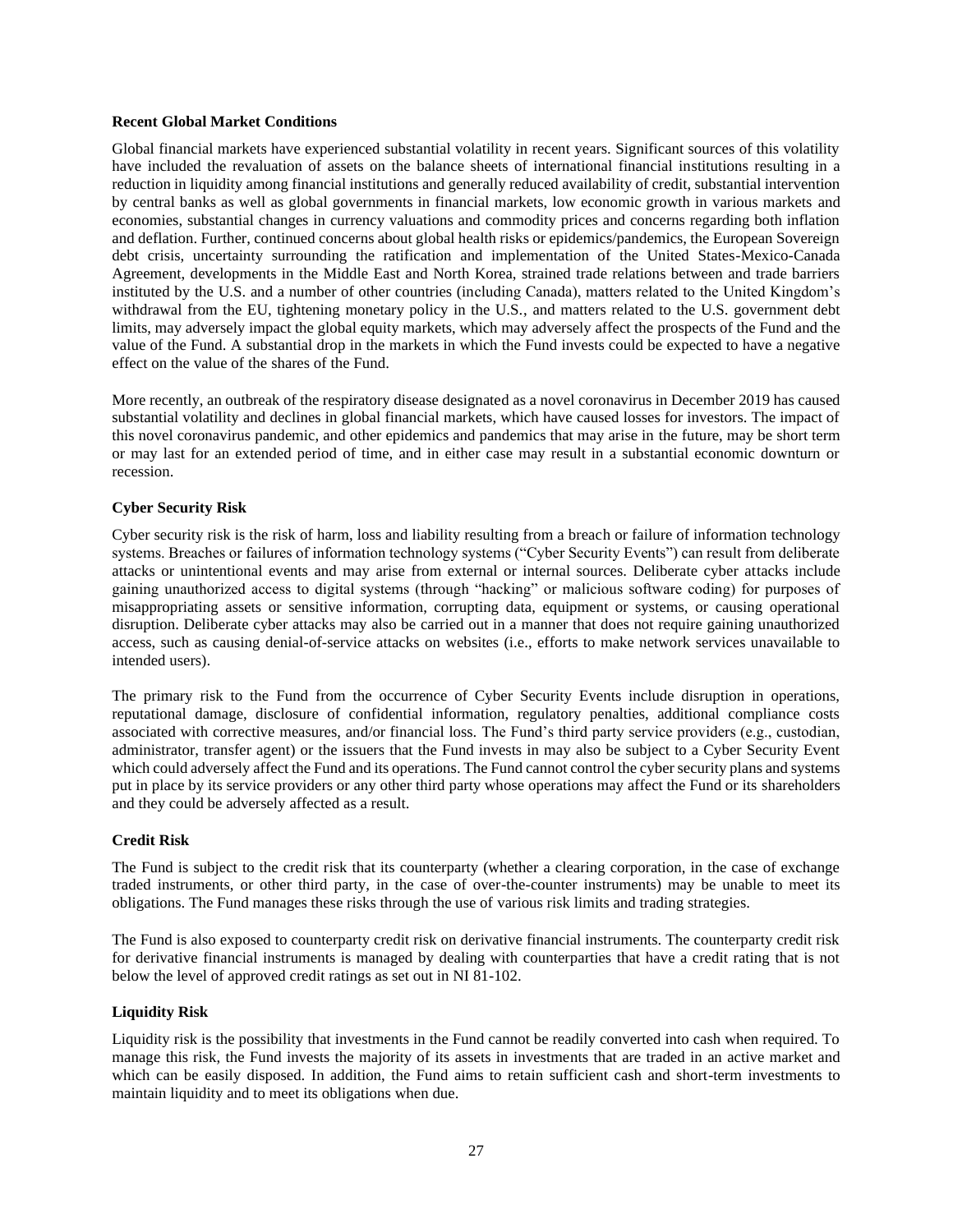**Recent Global Market Conditions**

Global financial markets have experienced substantial volatility in recent years. Significant sources of this volatility have included the revaluation of assets on the balance sheets of international financial institutions resulting in a reduction in liquidity among financial institutions and generally reduced availability of credit, substantial intervention by central banks as well as global governments in financial markets, low economic growth in various markets and economies, substantial changes in currency valuations and commodity prices and concerns regarding both inflation and deflation. Further, continued concerns about global health risks or epidemics/pandemics, the European Sovereign debt crisis, uncertainty surrounding the ratification and implementation of the United States-Mexico-Canada Agreement, developments in the Middle East and North Korea, strained trade relations between and trade barriers instituted by the U.S. and a number of other countries (including Canada), matters related to the United Kingdom's withdrawal from the EU, tightening monetary policy in the U.S., and matters related to the U.S. government debt limits, may adversely impact the global equity markets, which may adversely affect the prospects of the Fund and the value of the Fund. A substantial drop in the markets in which the Fund invests could be expected to have a negative effect on the value of the shares of the Fund.

More recently, an outbreak of the respiratory disease designated as a novel coronavirus in December 2019 has caused substantial volatility and declines in global financial markets, which have caused losses for investors. The impact of this novel coronavirus pandemic, and other epidemics and pandemics that may arise in the future, may be short term or may last for an extended period of time, and in either case may result in a substantial economic downturn or recession.

**Cyber Security Risk**

Cyber security risk is the risk of harm, loss and liability resulting from a breach or failure of information technology systems. Breaches or failures of information technology systems ("Cyber Security Events") can result from deliberate attacks or unintentional events and may arise from external or internal sources. Deliberate cyber attacks include gaining unauthorized access to digital systems (through "hacking" or malicious software coding) for purposes of misappropriating assets or sensitive information, corrupting data, equipment or systems, or causing operational disruption. Deliberate cyber attacks may also be carried out in a manner that does not require gaining unauthorized access, such as causing denial-of-service attacks on websites (i.e., efforts to make network services unavailable to intended users).

The primary risk to the Fund from the occurrence of Cyber Security Events include disruption in operations, reputational damage, disclosure of confidential information, regulatory penalties, additional compliance costs associated with corrective measures, and/or financial loss. The Fund's third party service providers (e.g., custodian, administrator, transfer agent) or the issuers that the Fund invests in may also be subject to a Cyber Security Event which could adversely affect the Fund and its operations. The Fund cannot control the cyber security plans and systems put in place by its service providers or any other third party whose operations may affect the Fund or its shareholders and they could be adversely affected as a result.

**Credit Risk**

The Fund is subject to the credit risk that its counterparty (whether a clearing corporation, in the case of exchange traded instruments, or other third party, in the case of over-the-counter instruments) may be unable to meet its obligations. The Fund manages these risks through the use of various risk limits and trading strategies.

The Fund is also exposed to counterparty credit risk on derivative financial instruments. The counterparty credit risk for derivative financial instruments is managed by dealing with counterparties that have a credit rating that is not below the level of approved credit ratings as set out in NI 81-102.

**Liquidity Risk**

Liquidity risk is the possibility that investments in the Fund cannot be readily converted into cash when required. To manage this risk, the Fund invests the majority of its assets in investments that are traded in an active market and which can be easily disposed. In addition, the Fund aims to retain sufficient cash and short-term investments to maintain liquidity and to meet its obligations when due.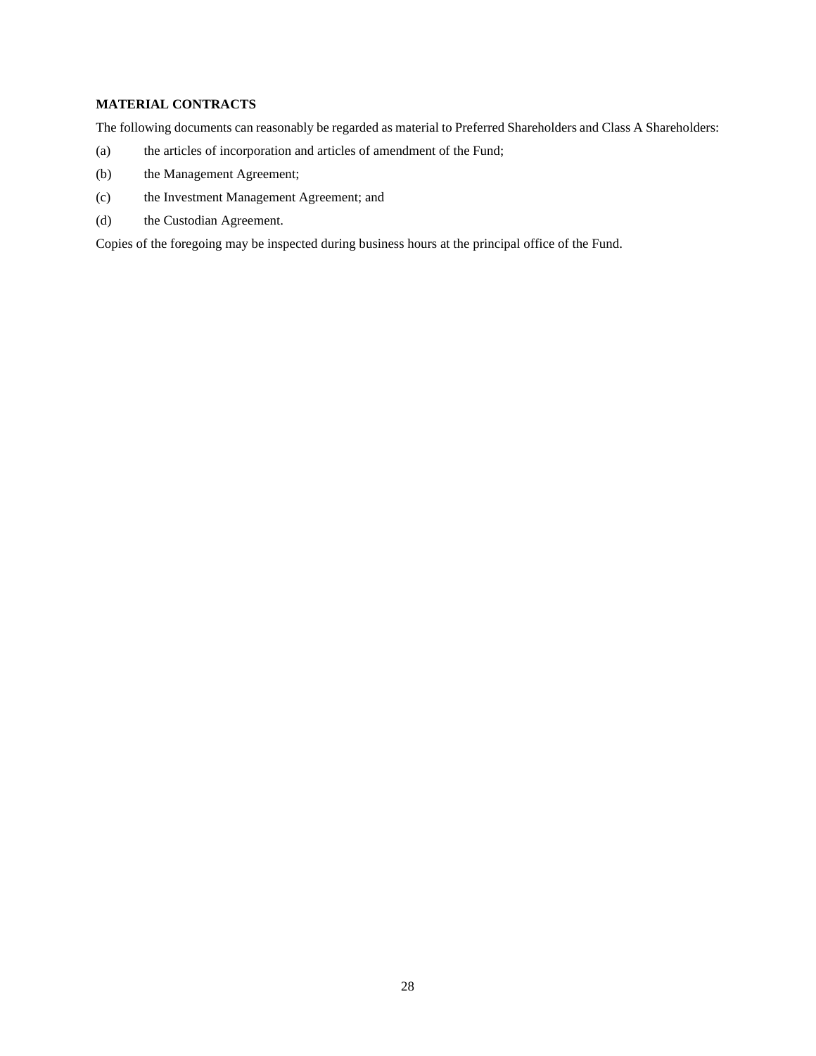**MATERIAL CONTRACTS**

The following documents can reasonably be regarded as material to Preferred Shareholders and Class A Shareholders:

(a) the articles of incorporation and articles of amendment of the Fund;

(b) the Management Agreement;

(c) the Investment Management Agreement; and

(d) the Custodian Agreement.

Copies of the foregoing may be inspected during business hours at the principal office of the Fund.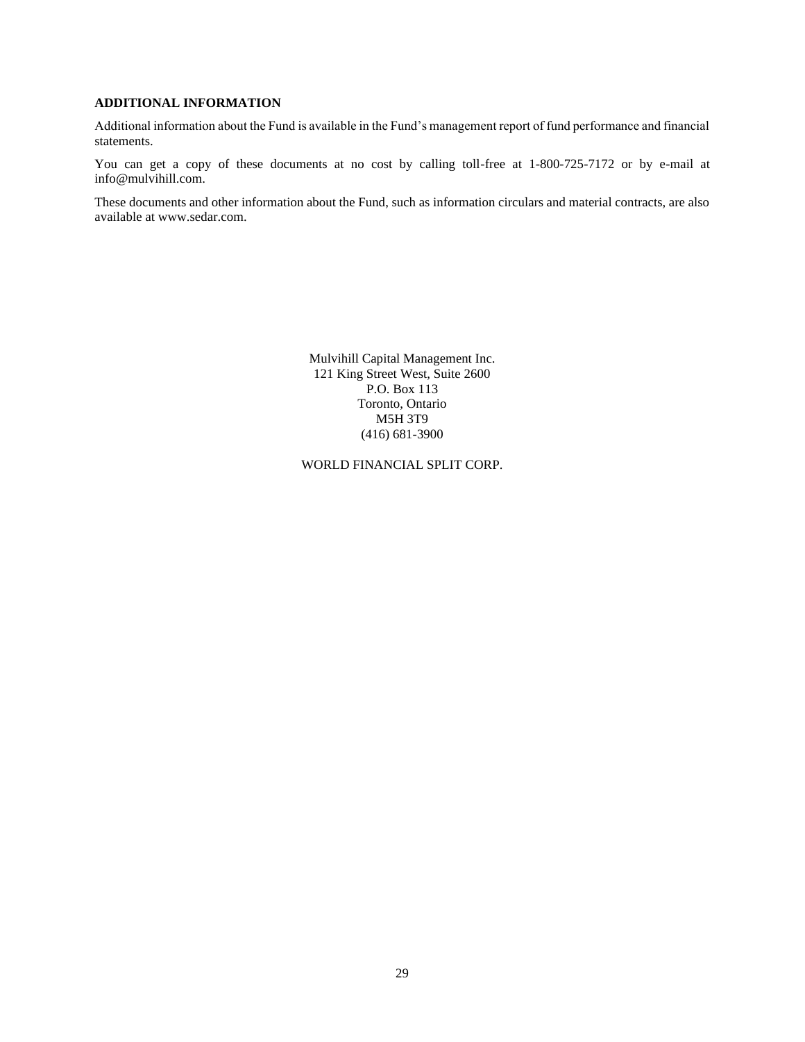**ADDITIONAL INFORMATION**

Additional information about the Fund is available in the Fund's management report of fund performance and financial statements.

You can get a copy of these documents at no cost by calling toll-free at 1-800-725-7172 or by e-mail at info@mulvihill.com.

These documents and other information about the Fund, such as information circulars and material contracts, are also available at www.sedar.com.

Mulvihill Capital Management Inc.  
121 King Street West, Suite 2600  
P.O. Box 113  
Toronto, Ontario  
M5H 3T9  
(416) 681-3900

WORLD FINANCIAL SPLIT CORP.